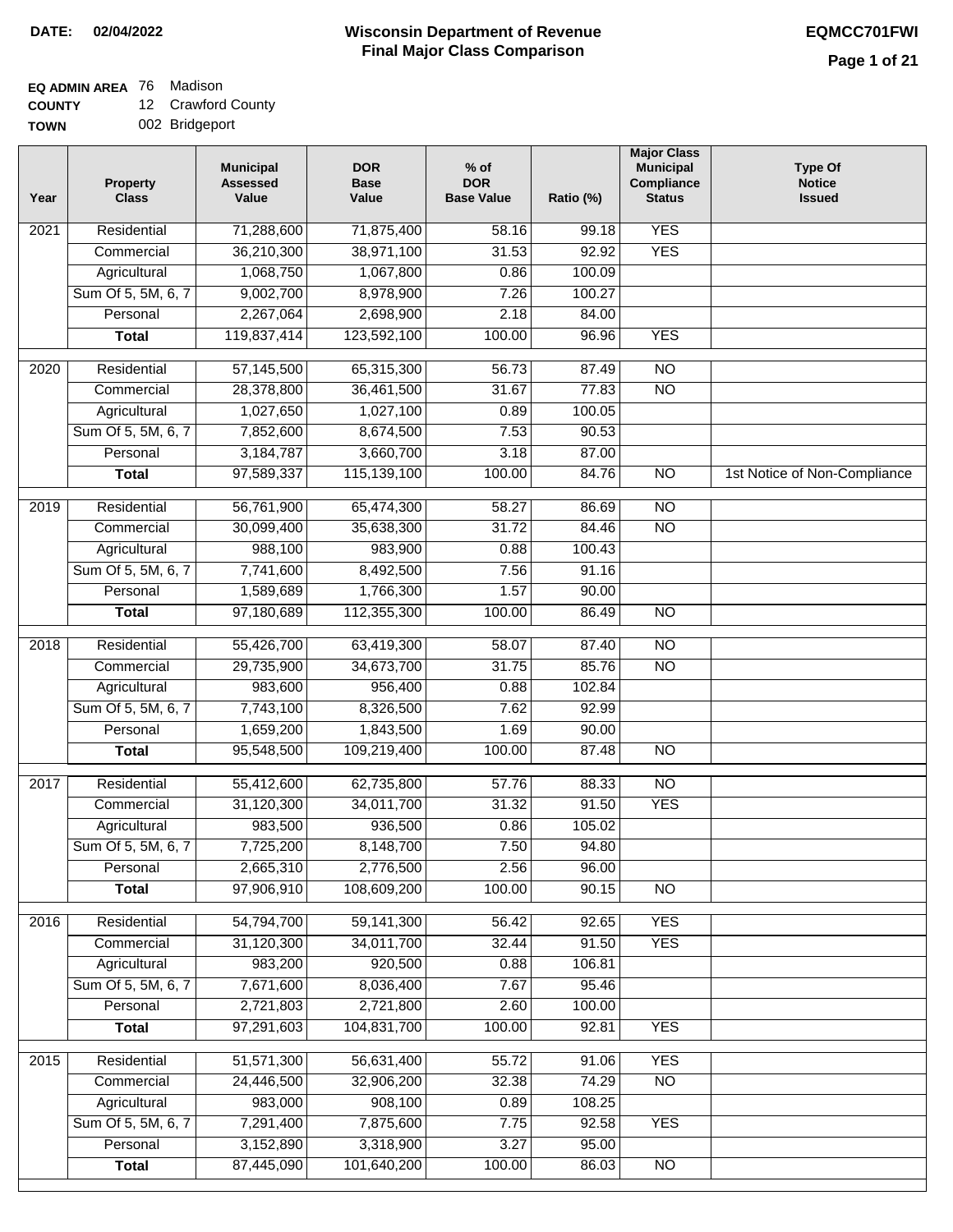**DATE:** 02/04/2022

# Wisconsin Department of Revenue
## Final Major Class Comparison

**EQMCC701FWI**

**EQ ADMIN AREA** 76 Madison
**COUNTY** 12 Crawford County
**TOWN** 002 Bridgeport

| Year | Property Class | Municipal Assessed Value | DOR Base Value | % of DOR Base Value | Ratio (%) | Major Class Municipal Compliance Status | Type Of Notice Issued |
|---|---|---|---|---|---|---|---|
| 2021 | Residential | 71,288,600 | 71,875,400 | 58.16 | 99.18 | YES | |
| | Commercial | 36,210,300 | 38,971,100 | 31.53 | 92.92 | YES | |
| | Agricultural | 1,068,750 | 1,067,800 | 0.86 | 100.09 | | |
| | Sum Of 5, 5M, 6, 7 | 9,002,700 | 8,978,900 | 7.26 | 100.27 | | |
| | Personal | 2,267,064 | 2,698,900 | 2.18 | 84.00 | | |
| | **Total** | 119,837,414 | 123,592,100 | 100.00 | 96.96 | YES | |
| 2020 | Residential | 57,145,500 | 65,315,300 | 56.73 | 87.49 | NO | |
| | Commercial | 28,378,800 | 36,461,500 | 31.67 | 77.83 | NO | |
| | Agricultural | 1,027,650 | 1,027,100 | 0.89 | 100.05 | | |
| | Sum Of 5, 5M, 6, 7 | 7,852,600 | 8,674,500 | 7.53 | 90.53 | | |
| | Personal | 3,184,787 | 3,660,700 | 3.18 | 87.00 | | |
| | **Total** | 97,589,337 | 115,139,100 | 100.00 | 84.76 | NO | 1st Notice of Non-Compliance |
| 2019 | Residential | 56,761,900 | 65,474,300 | 58.27 | 86.69 | NO | |
| | Commercial | 30,099,400 | 35,638,300 | 31.72 | 84.46 | NO | |
| | Agricultural | 988,100 | 983,900 | 0.88 | 100.43 | | |
| | Sum Of 5, 5M, 6, 7 | 7,741,600 | 8,492,500 | 7.56 | 91.16 | | |
| | Personal | 1,589,689 | 1,766,300 | 1.57 | 90.00 | | |
| | **Total** | 97,180,689 | 112,355,300 | 100.00 | 86.49 | NO | |
| 2018 | Residential | 55,426,700 | 63,419,300 | 58.07 | 87.40 | NO | |
| | Commercial | 29,735,900 | 34,673,700 | 31.75 | 85.76 | NO | |
| | Agricultural | 983,600 | 956,400 | 0.88 | 102.84 | | |
| | Sum Of 5, 5M, 6, 7 | 7,743,100 | 8,326,500 | 7.62 | 92.99 | | |
| | Personal | 1,659,200 | 1,843,500 | 1.69 | 90.00 | | |
| | **Total** | 95,548,500 | 109,219,400 | 100.00 | 87.48 | NO | |
| 2017 | Residential | 55,412,600 | 62,735,800 | 57.76 | 88.33 | NO | |
| | Commercial | 31,120,300 | 34,011,700 | 31.32 | 91.50 | YES | |
| | Agricultural | 983,500 | 936,500 | 0.86 | 105.02 | | |
| | Sum Of 5, 5M, 6, 7 | 7,725,200 | 8,148,700 | 7.50 | 94.80 | | |
| | Personal | 2,665,310 | 2,776,500 | 2.56 | 96.00 | | |
| | **Total** | 97,906,910 | 108,609,200 | 100.00 | 90.15 | NO | |
| 2016 | Residential | 54,794,700 | 59,141,300 | 56.42 | 92.65 | YES | |
| | Commercial | 31,120,300 | 34,011,700 | 32.44 | 91.50 | YES | |
| | Agricultural | 983,200 | 920,500 | 0.88 | 106.81 | | |
| | Sum Of 5, 5M, 6, 7 | 7,671,600 | 8,036,400 | 7.67 | 95.46 | | |
| | Personal | 2,721,803 | 2,721,800 | 2.60 | 100.00 | | |
| | **Total** | 97,291,603 | 104,831,700 | 100.00 | 92.81 | YES | |
| 2015 | Residential | 51,571,300 | 56,631,400 | 55.72 | 91.06 | YES | |
| | Commercial | 24,446,500 | 32,906,200 | 32.38 | 74.29 | NO | |
| | Agricultural | 983,000 | 908,100 | 0.89 | 108.25 | | |
| | Sum Of 5, 5M, 6, 7 | 7,291,400 | 7,875,600 | 7.75 | 92.58 | YES | |
| | Personal | 3,152,890 | 3,318,900 | 3.27 | 95.00 | | |
| | **Total** | 87,445,090 | 101,640,200 | 100.00 | 86.03 | NO | |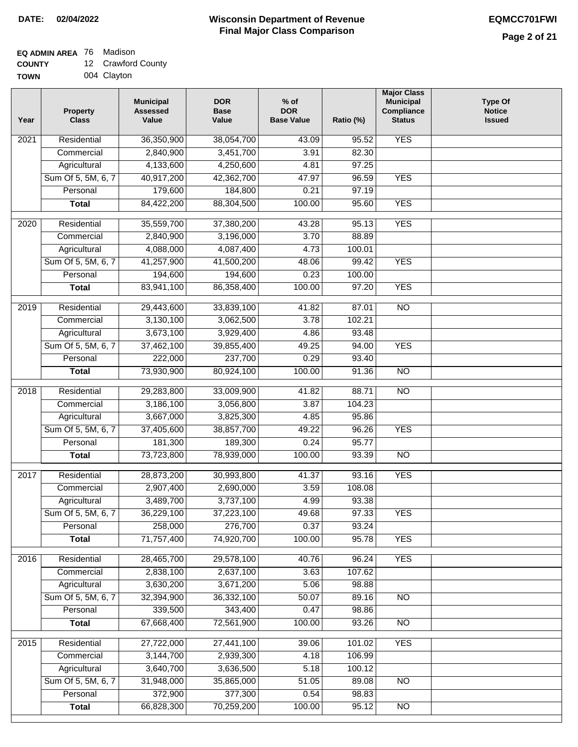**DATE:** 02/04/2022

# Wisconsin Department of Revenue
## Final Major Class Comparison

**EQMCC701FWI**

**EQ ADMIN AREA** 76 Madison
**COUNTY** 12 Crawford County
**TOWN** 004 Clayton

| Year | Property Class | Municipal Assessed Value | DOR Base Value | % of DOR Base Value | Ratio (%) | Major Class Municipal Compliance Status | Type Of Notice Issued |
|---|---|---|---|---|---|---|---|
| 2021 | Residential | 36,350,900 | 38,054,700 | 43.09 | 95.52 | YES | |
| | Commercial | 2,840,900 | 3,451,700 | 3.91 | 82.30 | | |
| | Agricultural | 4,133,600 | 4,250,600 | 4.81 | 97.25 | | |
| | Sum Of 5, 5M, 6, 7 | 40,917,200 | 42,362,700 | 47.97 | 96.59 | YES | |
| | Personal | 179,600 | 184,800 | 0.21 | 97.19 | | |
| | **Total** | 84,422,200 | 88,304,500 | 100.00 | 95.60 | YES | |
| 2020 | Residential | 35,559,700 | 37,380,200 | 43.28 | 95.13 | YES | |
| | Commercial | 2,840,900 | 3,196,000 | 3.70 | 88.89 | | |
| | Agricultural | 4,088,000 | 4,087,400 | 4.73 | 100.01 | | |
| | Sum Of 5, 5M, 6, 7 | 41,257,900 | 41,500,200 | 48.06 | 99.42 | YES | |
| | Personal | 194,600 | 194,600 | 0.23 | 100.00 | | |
| | **Total** | 83,941,100 | 86,358,400 | 100.00 | 97.20 | YES | |
| 2019 | Residential | 29,443,600 | 33,839,100 | 41.82 | 87.01 | NO | |
| | Commercial | 3,130,100 | 3,062,500 | 3.78 | 102.21 | | |
| | Agricultural | 3,673,100 | 3,929,400 | 4.86 | 93.48 | | |
| | Sum Of 5, 5M, 6, 7 | 37,462,100 | 39,855,400 | 49.25 | 94.00 | YES | |
| | Personal | 222,000 | 237,700 | 0.29 | 93.40 | | |
| | **Total** | 73,930,900 | 80,924,100 | 100.00 | 91.36 | NO | |
| 2018 | Residential | 29,283,800 | 33,009,900 | 41.82 | 88.71 | NO | |
| | Commercial | 3,186,100 | 3,056,800 | 3.87 | 104.23 | | |
| | Agricultural | 3,667,000 | 3,825,300 | 4.85 | 95.86 | | |
| | Sum Of 5, 5M, 6, 7 | 37,405,600 | 38,857,700 | 49.22 | 96.26 | YES | |
| | Personal | 181,300 | 189,300 | 0.24 | 95.77 | | |
| | **Total** | 73,723,800 | 78,939,000 | 100.00 | 93.39 | NO | |
| 2017 | Residential | 28,873,200 | 30,993,800 | 41.37 | 93.16 | YES | |
| | Commercial | 2,907,400 | 2,690,000 | 3.59 | 108.08 | | |
| | Agricultural | 3,489,700 | 3,737,100 | 4.99 | 93.38 | | |
| | Sum Of 5, 5M, 6, 7 | 36,229,100 | 37,223,100 | 49.68 | 97.33 | YES | |
| | Personal | 258,000 | 276,700 | 0.37 | 93.24 | | |
| | **Total** | 71,757,400 | 74,920,700 | 100.00 | 95.78 | YES | |
| 2016 | Residential | 28,465,700 | 29,578,100 | 40.76 | 96.24 | YES | |
| | Commercial | 2,838,100 | 2,637,100 | 3.63 | 107.62 | | |
| | Agricultural | 3,630,200 | 3,671,200 | 5.06 | 98.88 | | |
| | Sum Of 5, 5M, 6, 7 | 32,394,900 | 36,332,100 | 50.07 | 89.16 | NO | |
| | Personal | 339,500 | 343,400 | 0.47 | 98.86 | | |
| | **Total** | 67,668,400 | 72,561,900 | 100.00 | 93.26 | NO | |
| 2015 | Residential | 27,722,000 | 27,441,100 | 39.06 | 101.02 | YES | |
| | Commercial | 3,144,700 | 2,939,300 | 4.18 | 106.99 | | |
| | Agricultural | 3,640,700 | 3,636,500 | 5.18 | 100.12 | | |
| | Sum Of 5, 5M, 6, 7 | 31,948,000 | 35,865,000 | 51.05 | 89.08 | NO | |
| | Personal | 372,900 | 377,300 | 0.54 | 98.83 | | |
| | **Total** | 66,828,300 | 70,259,200 | 100.00 | 95.12 | NO | |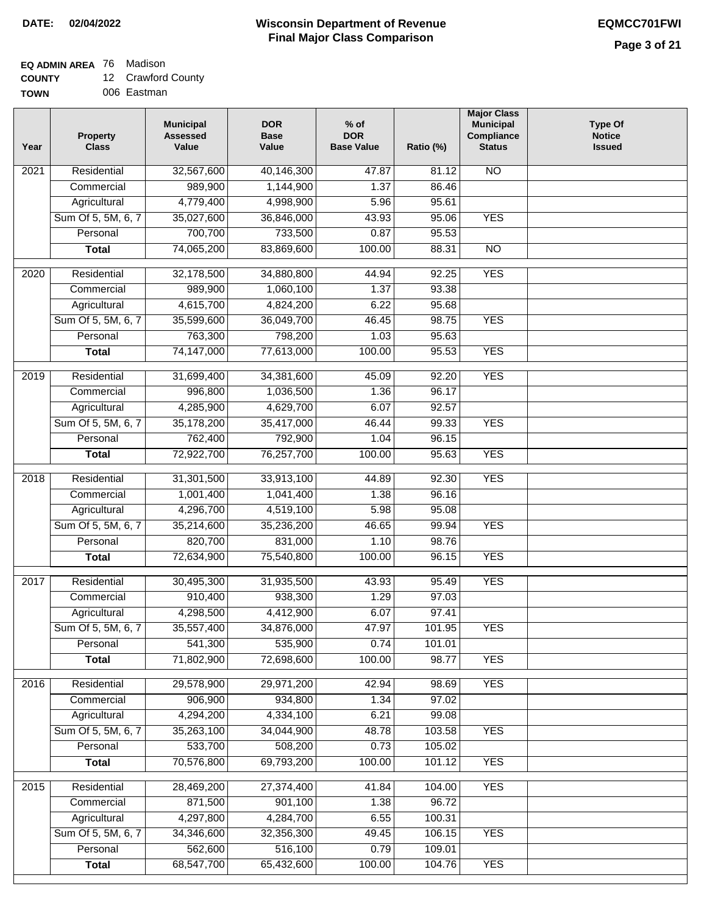**DATE:** 02/04/2022

# Wisconsin Department of Revenue
## Final Major Class Comparison

**EQMCC701FWI**

**EQ ADMIN AREA** 76 Madison
**COUNTY** 12 Crawford County
**TOWN** 006 Eastman

| Year | Property Class | Municipal Assessed Value | DOR Base Value | % of DOR Base Value | Ratio (%) | Major Class Municipal Compliance Status | Type Of Notice Issued |
|---|---|---|---|---|---|---|---|
| 2021 | Residential | 32,567,600 | 40,146,300 | 47.87 | 81.12 | NO | |
| | Commercial | 989,900 | 1,144,900 | 1.37 | 86.46 | | |
| | Agricultural | 4,779,400 | 4,998,900 | 5.96 | 95.61 | | |
| | Sum Of 5, 5M, 6, 7 | 35,027,600 | 36,846,000 | 43.93 | 95.06 | YES | |
| | Personal | 700,700 | 733,500 | 0.87 | 95.53 | | |
| | **Total** | 74,065,200 | 83,869,600 | 100.00 | 88.31 | NO | |
| 2020 | Residential | 32,178,500 | 34,880,800 | 44.94 | 92.25 | YES | |
| | Commercial | 989,900 | 1,060,100 | 1.37 | 93.38 | | |
| | Agricultural | 4,615,700 | 4,824,200 | 6.22 | 95.68 | | |
| | Sum Of 5, 5M, 6, 7 | 35,599,600 | 36,049,700 | 46.45 | 98.75 | YES | |
| | Personal | 763,300 | 798,200 | 1.03 | 95.63 | | |
| | **Total** | 74,147,000 | 77,613,000 | 100.00 | 95.53 | YES | |
| 2019 | Residential | 31,699,400 | 34,381,600 | 45.09 | 92.20 | YES | |
| | Commercial | 996,800 | 1,036,500 | 1.36 | 96.17 | | |
| | Agricultural | 4,285,900 | 4,629,700 | 6.07 | 92.57 | | |
| | Sum Of 5, 5M, 6, 7 | 35,178,200 | 35,417,000 | 46.44 | 99.33 | YES | |
| | Personal | 762,400 | 792,900 | 1.04 | 96.15 | | |
| | **Total** | 72,922,700 | 76,257,700 | 100.00 | 95.63 | YES | |
| 2018 | Residential | 31,301,500 | 33,913,100 | 44.89 | 92.30 | YES | |
| | Commercial | 1,001,400 | 1,041,400 | 1.38 | 96.16 | | |
| | Agricultural | 4,296,700 | 4,519,100 | 5.98 | 95.08 | | |
| | Sum Of 5, 5M, 6, 7 | 35,214,600 | 35,236,200 | 46.65 | 99.94 | YES | |
| | Personal | 820,700 | 831,000 | 1.10 | 98.76 | | |
| | **Total** | 72,634,900 | 75,540,800 | 100.00 | 96.15 | YES | |
| 2017 | Residential | 30,495,300 | 31,935,500 | 43.93 | 95.49 | YES | |
| | Commercial | 910,400 | 938,300 | 1.29 | 97.03 | | |
| | Agricultural | 4,298,500 | 4,412,900 | 6.07 | 97.41 | | |
| | Sum Of 5, 5M, 6, 7 | 35,557,400 | 34,876,000 | 47.97 | 101.95 | YES | |
| | Personal | 541,300 | 535,900 | 0.74 | 101.01 | | |
| | **Total** | 71,802,900 | 72,698,600 | 100.00 | 98.77 | YES | |
| 2016 | Residential | 29,578,900 | 29,971,200 | 42.94 | 98.69 | YES | |
| | Commercial | 906,900 | 934,800 | 1.34 | 97.02 | | |
| | Agricultural | 4,294,200 | 4,334,100 | 6.21 | 99.08 | | |
| | Sum Of 5, 5M, 6, 7 | 35,263,100 | 34,044,900 | 48.78 | 103.58 | YES | |
| | Personal | 533,700 | 508,200 | 0.73 | 105.02 | | |
| | **Total** | 70,576,800 | 69,793,200 | 100.00 | 101.12 | YES | |
| 2015 | Residential | 28,469,200 | 27,374,400 | 41.84 | 104.00 | YES | |
| | Commercial | 871,500 | 901,100 | 1.38 | 96.72 | | |
| | Agricultural | 4,297,800 | 4,284,700 | 6.55 | 100.31 | | |
| | Sum Of 5, 5M, 6, 7 | 34,346,600 | 32,356,300 | 49.45 | 106.15 | YES | |
| | Personal | 562,600 | 516,100 | 0.79 | 109.01 | | |
| | **Total** | 68,547,700 | 65,432,600 | 100.00 | 104.76 | YES | |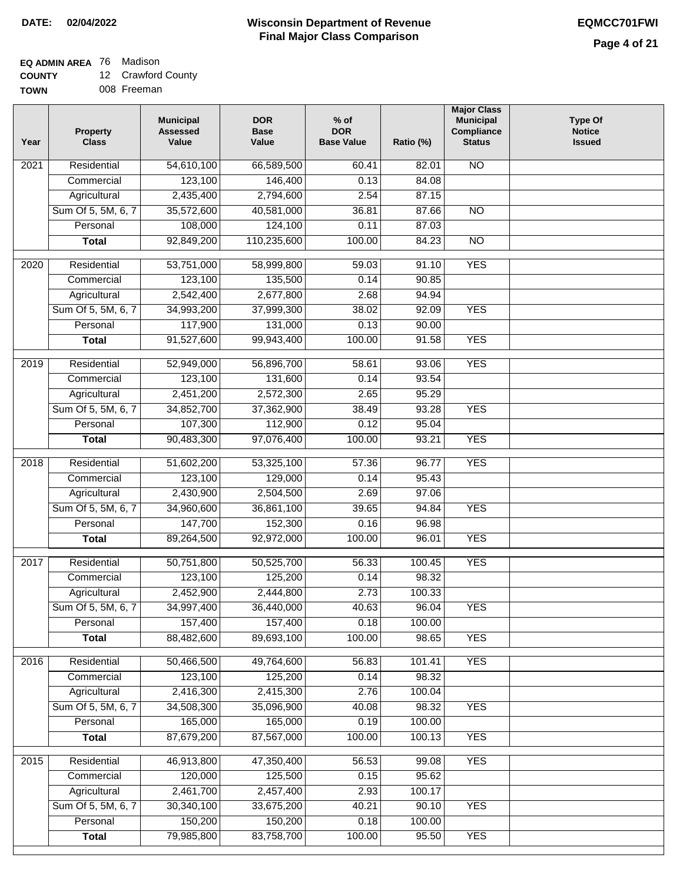**DATE: 02/04/2022**

# Wisconsin Department of Revenue
## Final Major Class Comparison

**EQMCC701FWI**

**EQ ADMIN AREA** 76 Madison
**COUNTY** 12 Crawford County
**TOWN** 008 Freeman

| Year | Property Class | Municipal Assessed Value | DOR Base Value | % of DOR Base Value | Ratio (%) | Major Class Municipal Compliance Status | Type Of Notice Issued |
|---|---|---|---|---|---|---|---|
| 2021 | Residential | 54,610,100 | 66,589,500 | 60.41 | 82.01 | NO | |
| | Commercial | 123,100 | 146,400 | 0.13 | 84.08 | | |
| | Agricultural | 2,435,400 | 2,794,600 | 2.54 | 87.15 | | |
| | Sum Of 5, 5M, 6, 7 | 35,572,600 | 40,581,000 | 36.81 | 87.66 | NO | |
| | Personal | 108,000 | 124,100 | 0.11 | 87.03 | | |
| | **Total** | 92,849,200 | 110,235,600 | 100.00 | 84.23 | NO | |
| 2020 | Residential | 53,751,000 | 58,999,800 | 59.03 | 91.10 | YES | |
| | Commercial | 123,100 | 135,500 | 0.14 | 90.85 | | |
| | Agricultural | 2,542,400 | 2,677,800 | 2.68 | 94.94 | | |
| | Sum Of 5, 5M, 6, 7 | 34,993,200 | 37,999,300 | 38.02 | 92.09 | YES | |
| | Personal | 117,900 | 131,000 | 0.13 | 90.00 | | |
| | **Total** | 91,527,600 | 99,943,400 | 100.00 | 91.58 | YES | |
| 2019 | Residential | 52,949,000 | 56,896,700 | 58.61 | 93.06 | YES | |
| | Commercial | 123,100 | 131,600 | 0.14 | 93.54 | | |
| | Agricultural | 2,451,200 | 2,572,300 | 2.65 | 95.29 | | |
| | Sum Of 5, 5M, 6, 7 | 34,852,700 | 37,362,900 | 38.49 | 93.28 | YES | |
| | Personal | 107,300 | 112,900 | 0.12 | 95.04 | | |
| | **Total** | 90,483,300 | 97,076,400 | 100.00 | 93.21 | YES | |
| 2018 | Residential | 51,602,200 | 53,325,100 | 57.36 | 96.77 | YES | |
| | Commercial | 123,100 | 129,000 | 0.14 | 95.43 | | |
| | Agricultural | 2,430,900 | 2,504,500 | 2.69 | 97.06 | | |
| | Sum Of 5, 5M, 6, 7 | 34,960,600 | 36,861,100 | 39.65 | 94.84 | YES | |
| | Personal | 147,700 | 152,300 | 0.16 | 96.98 | | |
| | **Total** | 89,264,500 | 92,972,000 | 100.00 | 96.01 | YES | |
| 2017 | Residential | 50,751,800 | 50,525,700 | 56.33 | 100.45 | YES | |
| | Commercial | 123,100 | 125,200 | 0.14 | 98.32 | | |
| | Agricultural | 2,452,900 | 2,444,800 | 2.73 | 100.33 | | |
| | Sum Of 5, 5M, 6, 7 | 34,997,400 | 36,440,000 | 40.63 | 96.04 | YES | |
| | Personal | 157,400 | 157,400 | 0.18 | 100.00 | | |
| | **Total** | 88,482,600 | 89,693,100 | 100.00 | 98.65 | YES | |
| 2016 | Residential | 50,466,500 | 49,764,600 | 56.83 | 101.41 | YES | |
| | Commercial | 123,100 | 125,200 | 0.14 | 98.32 | | |
| | Agricultural | 2,416,300 | 2,415,300 | 2.76 | 100.04 | | |
| | Sum Of 5, 5M, 6, 7 | 34,508,300 | 35,096,900 | 40.08 | 98.32 | YES | |
| | Personal | 165,000 | 165,000 | 0.19 | 100.00 | | |
| | **Total** | 87,679,200 | 87,567,000 | 100.00 | 100.13 | YES | |
| 2015 | Residential | 46,913,800 | 47,350,400 | 56.53 | 99.08 | YES | |
| | Commercial | 120,000 | 125,500 | 0.15 | 95.62 | | |
| | Agricultural | 2,461,700 | 2,457,400 | 2.93 | 100.17 | | |
| | Sum Of 5, 5M, 6, 7 | 30,340,100 | 33,675,200 | 40.21 | 90.10 | YES | |
| | Personal | 150,200 | 150,200 | 0.18 | 100.00 | | |
| | **Total** | 79,985,800 | 83,758,700 | 100.00 | 95.50 | YES | |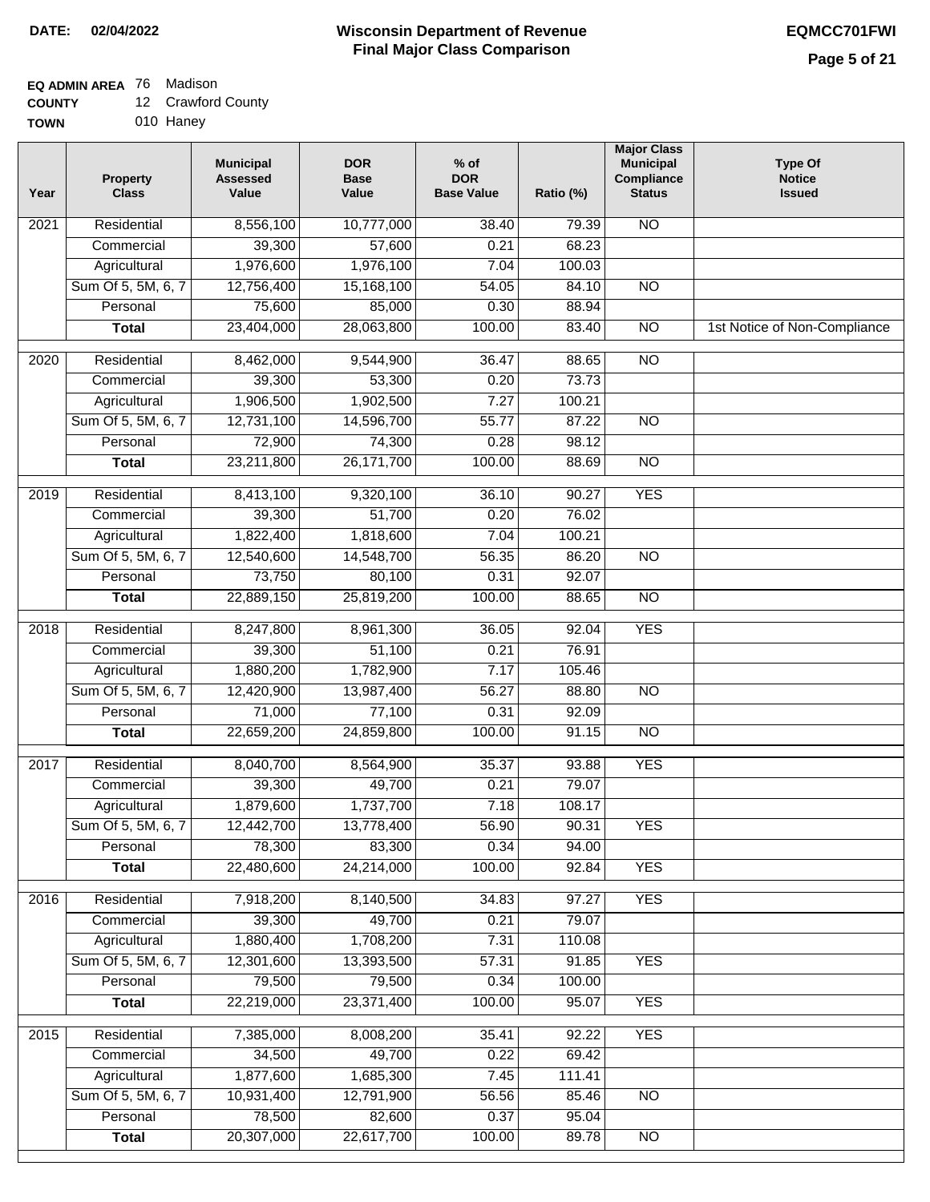**DATE: 02/04/2022**

# Wisconsin Department of Revenue
## Final Major Class Comparison

**EQMCC701FWI**

**EQ ADMIN AREA** 76 Madison
**COUNTY** 12 Crawford County
**TOWN** 010 Haney

| Year | Property Class | Municipal Assessed Value | DOR Base Value | % of DOR Base Value | Ratio (%) | Major Class Municipal Compliance Status | Type Of Notice Issued |
|---|---|---|---|---|---|---|---|
| 2021 | Residential | 8,556,100 | 10,777,000 | 38.40 | 79.39 | NO | |
| | Commercial | 39,300 | 57,600 | 0.21 | 68.23 | | |
| | Agricultural | 1,976,600 | 1,976,100 | 7.04 | 100.03 | | |
| | Sum Of 5, 5M, 6, 7 | 12,756,400 | 15,168,100 | 54.05 | 84.10 | NO | |
| | Personal | 75,600 | 85,000 | 0.30 | 88.94 | | |
| | **Total** | 23,404,000 | 28,063,800 | 100.00 | 83.40 | NO | 1st Notice of Non-Compliance |
| 2020 | Residential | 8,462,000 | 9,544,900 | 36.47 | 88.65 | NO | |
| | Commercial | 39,300 | 53,300 | 0.20 | 73.73 | | |
| | Agricultural | 1,906,500 | 1,902,500 | 7.27 | 100.21 | | |
| | Sum Of 5, 5M, 6, 7 | 12,731,100 | 14,596,700 | 55.77 | 87.22 | NO | |
| | Personal | 72,900 | 74,300 | 0.28 | 98.12 | | |
| | **Total** | 23,211,800 | 26,171,700 | 100.00 | 88.69 | NO | |
| 2019 | Residential | 8,413,100 | 9,320,100 | 36.10 | 90.27 | YES | |
| | Commercial | 39,300 | 51,700 | 0.20 | 76.02 | | |
| | Agricultural | 1,822,400 | 1,818,600 | 7.04 | 100.21 | | |
| | Sum Of 5, 5M, 6, 7 | 12,540,600 | 14,548,700 | 56.35 | 86.20 | NO | |
| | Personal | 73,750 | 80,100 | 0.31 | 92.07 | | |
| | **Total** | 22,889,150 | 25,819,200 | 100.00 | 88.65 | NO | |
| 2018 | Residential | 8,247,800 | 8,961,300 | 36.05 | 92.04 | YES | |
| | Commercial | 39,300 | 51,100 | 0.21 | 76.91 | | |
| | Agricultural | 1,880,200 | 1,782,900 | 7.17 | 105.46 | | |
| | Sum Of 5, 5M, 6, 7 | 12,420,900 | 13,987,400 | 56.27 | 88.80 | NO | |
| | Personal | 71,000 | 77,100 | 0.31 | 92.09 | | |
| | **Total** | 22,659,200 | 24,859,800 | 100.00 | 91.15 | NO | |
| 2017 | Residential | 8,040,700 | 8,564,900 | 35.37 | 93.88 | YES | |
| | Commercial | 39,300 | 49,700 | 0.21 | 79.07 | | |
| | Agricultural | 1,879,600 | 1,737,700 | 7.18 | 108.17 | | |
| | Sum Of 5, 5M, 6, 7 | 12,442,700 | 13,778,400 | 56.90 | 90.31 | YES | |
| | Personal | 78,300 | 83,300 | 0.34 | 94.00 | | |
| | **Total** | 22,480,600 | 24,214,000 | 100.00 | 92.84 | YES | |
| 2016 | Residential | 7,918,200 | 8,140,500 | 34.83 | 97.27 | YES | |
| | Commercial | 39,300 | 49,700 | 0.21 | 79.07 | | |
| | Agricultural | 1,880,400 | 1,708,200 | 7.31 | 110.08 | | |
| | Sum Of 5, 5M, 6, 7 | 12,301,600 | 13,393,500 | 57.31 | 91.85 | YES | |
| | Personal | 79,500 | 79,500 | 0.34 | 100.00 | | |
| | **Total** | 22,219,000 | 23,371,400 | 100.00 | 95.07 | YES | |
| 2015 | Residential | 7,385,000 | 8,008,200 | 35.41 | 92.22 | YES | |
| | Commercial | 34,500 | 49,700 | 0.22 | 69.42 | | |
| | Agricultural | 1,877,600 | 1,685,300 | 7.45 | 111.41 | | |
| | Sum Of 5, 5M, 6, 7 | 10,931,400 | 12,791,900 | 56.56 | 85.46 | NO | |
| | Personal | 78,500 | 82,600 | 0.37 | 95.04 | | |
| | **Total** | 20,307,000 | 22,617,700 | 100.00 | 89.78 | NO | |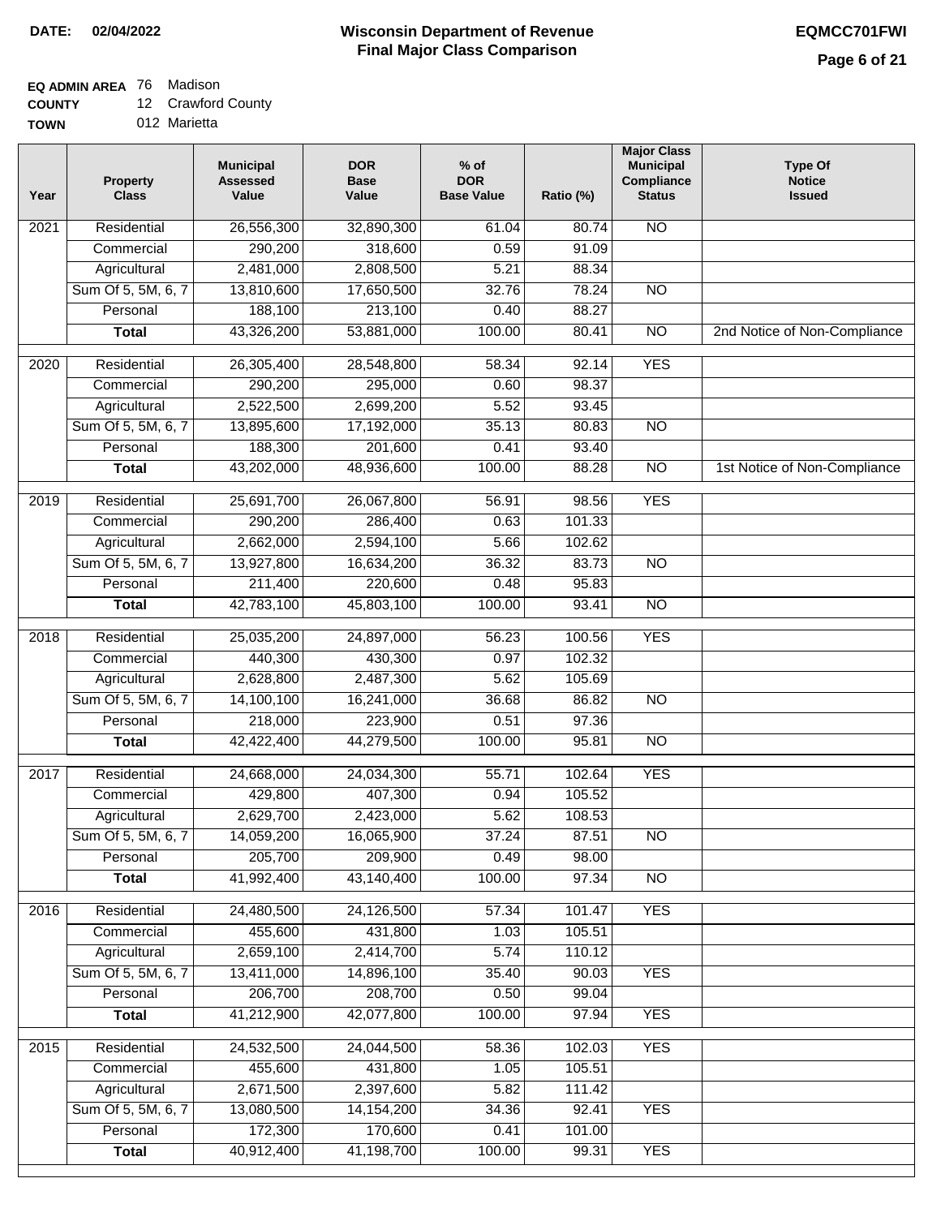**DATE:** 02/04/2022

# Wisconsin Department of Revenue
## Final Major Class Comparison

**EQMCC701FWI**

**EQ ADMIN AREA** 76 Madison
**COUNTY** 12 Crawford County
**TOWN** 012 Marietta

| Year | Property Class | Municipal Assessed Value | DOR Base Value | % of DOR Base Value | Ratio (%) | Major Class Municipal Compliance Status | Type Of Notice Issued |
|---|---|---|---|---|---|---|---|
| 2021 | Residential | 26,556,300 | 32,890,300 | 61.04 | 80.74 | NO | |
| | Commercial | 290,200 | 318,600 | 0.59 | 91.09 | | |
| | Agricultural | 2,481,000 | 2,808,500 | 5.21 | 88.34 | | |
| | Sum Of 5, 5M, 6, 7 | 13,810,600 | 17,650,500 | 32.76 | 78.24 | NO | |
| | Personal | 188,100 | 213,100 | 0.40 | 88.27 | | |
| | **Total** | 43,326,200 | 53,881,000 | 100.00 | 80.41 | NO | 2nd Notice of Non-Compliance |
| 2020 | Residential | 26,305,400 | 28,548,800 | 58.34 | 92.14 | YES | |
| | Commercial | 290,200 | 295,000 | 0.60 | 98.37 | | |
| | Agricultural | 2,522,500 | 2,699,200 | 5.52 | 93.45 | | |
| | Sum Of 5, 5M, 6, 7 | 13,895,600 | 17,192,000 | 35.13 | 80.83 | NO | |
| | Personal | 188,300 | 201,600 | 0.41 | 93.40 | | |
| | **Total** | 43,202,000 | 48,936,600 | 100.00 | 88.28 | NO | 1st Notice of Non-Compliance |
| 2019 | Residential | 25,691,700 | 26,067,800 | 56.91 | 98.56 | YES | |
| | Commercial | 290,200 | 286,400 | 0.63 | 101.33 | | |
| | Agricultural | 2,662,000 | 2,594,100 | 5.66 | 102.62 | | |
| | Sum Of 5, 5M, 6, 7 | 13,927,800 | 16,634,200 | 36.32 | 83.73 | NO | |
| | Personal | 211,400 | 220,600 | 0.48 | 95.83 | | |
| | **Total** | 42,783,100 | 45,803,100 | 100.00 | 93.41 | NO | |
| 2018 | Residential | 25,035,200 | 24,897,000 | 56.23 | 100.56 | YES | |
| | Commercial | 440,300 | 430,300 | 0.97 | 102.32 | | |
| | Agricultural | 2,628,800 | 2,487,300 | 5.62 | 105.69 | | |
| | Sum Of 5, 5M, 6, 7 | 14,100,100 | 16,241,000 | 36.68 | 86.82 | NO | |
| | Personal | 218,000 | 223,900 | 0.51 | 97.36 | | |
| | **Total** | 42,422,400 | 44,279,500 | 100.00 | 95.81 | NO | |
| 2017 | Residential | 24,668,000 | 24,034,300 | 55.71 | 102.64 | YES | |
| | Commercial | 429,800 | 407,300 | 0.94 | 105.52 | | |
| | Agricultural | 2,629,700 | 2,423,000 | 5.62 | 108.53 | | |
| | Sum Of 5, 5M, 6, 7 | 14,059,200 | 16,065,900 | 37.24 | 87.51 | NO | |
| | Personal | 205,700 | 209,900 | 0.49 | 98.00 | | |
| | **Total** | 41,992,400 | 43,140,400 | 100.00 | 97.34 | NO | |
| 2016 | Residential | 24,480,500 | 24,126,500 | 57.34 | 101.47 | YES | |
| | Commercial | 455,600 | 431,800 | 1.03 | 105.51 | | |
| | Agricultural | 2,659,100 | 2,414,700 | 5.74 | 110.12 | | |
| | Sum Of 5, 5M, 6, 7 | 13,411,000 | 14,896,100 | 35.40 | 90.03 | YES | |
| | Personal | 206,700 | 208,700 | 0.50 | 99.04 | | |
| | **Total** | 41,212,900 | 42,077,800 | 100.00 | 97.94 | YES | |
| 2015 | Residential | 24,532,500 | 24,044,500 | 58.36 | 102.03 | YES | |
| | Commercial | 455,600 | 431,800 | 1.05 | 105.51 | | |
| | Agricultural | 2,671,500 | 2,397,600 | 5.82 | 111.42 | | |
| | Sum Of 5, 5M, 6, 7 | 13,080,500 | 14,154,200 | 34.36 | 92.41 | YES | |
| | Personal | 172,300 | 170,600 | 0.41 | 101.00 | | |
| | **Total** | 40,912,400 | 41,198,700 | 100.00 | 99.31 | YES | |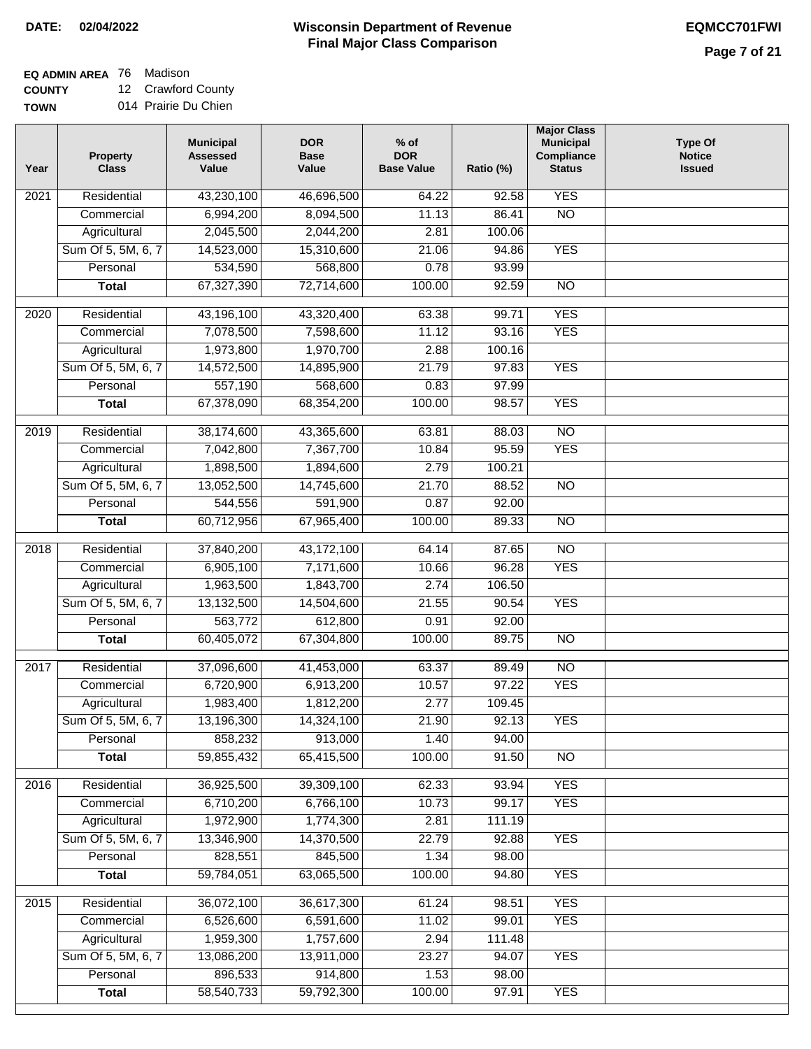**DATE:** 02/04/2022

# Wisconsin Department of Revenue
## Final Major Class Comparison

**EQMCC701FWI**

**EQ ADMIN AREA** 76 Madison
**COUNTY** 12 Crawford County
**TOWN** 014 Prairie Du Chien

| Year | Property Class | Municipal Assessed Value | DOR Base Value | % of DOR Base Value | Ratio (%) | Major Class Municipal Compliance Status | Type Of Notice Issued |
|---|---|---|---|---|---|---|---|
| 2021 | Residential | 43,230,100 | 46,696,500 | 64.22 | 92.58 | YES | |
| | Commercial | 6,994,200 | 8,094,500 | 11.13 | 86.41 | NO | |
| | Agricultural | 2,045,500 | 2,044,200 | 2.81 | 100.06 | | |
| | Sum Of 5, 5M, 6, 7 | 14,523,000 | 15,310,600 | 21.06 | 94.86 | YES | |
| | Personal | 534,590 | 568,800 | 0.78 | 93.99 | | |
| | **Total** | 67,327,390 | 72,714,600 | 100.00 | 92.59 | NO | |
| 2020 | Residential | 43,196,100 | 43,320,400 | 63.38 | 99.71 | YES | |
| | Commercial | 7,078,500 | 7,598,600 | 11.12 | 93.16 | YES | |
| | Agricultural | 1,973,800 | 1,970,700 | 2.88 | 100.16 | | |
| | Sum Of 5, 5M, 6, 7 | 14,572,500 | 14,895,900 | 21.79 | 97.83 | YES | |
| | Personal | 557,190 | 568,600 | 0.83 | 97.99 | | |
| | **Total** | 67,378,090 | 68,354,200 | 100.00 | 98.57 | YES | |
| 2019 | Residential | 38,174,600 | 43,365,600 | 63.81 | 88.03 | NO | |
| | Commercial | 7,042,800 | 7,367,700 | 10.84 | 95.59 | YES | |
| | Agricultural | 1,898,500 | 1,894,600 | 2.79 | 100.21 | | |
| | Sum Of 5, 5M, 6, 7 | 13,052,500 | 14,745,600 | 21.70 | 88.52 | NO | |
| | Personal | 544,556 | 591,900 | 0.87 | 92.00 | | |
| | **Total** | 60,712,956 | 67,965,400 | 100.00 | 89.33 | NO | |
| 2018 | Residential | 37,840,200 | 43,172,100 | 64.14 | 87.65 | NO | |
| | Commercial | 6,905,100 | 7,171,600 | 10.66 | 96.28 | YES | |
| | Agricultural | 1,963,500 | 1,843,700 | 2.74 | 106.50 | | |
| | Sum Of 5, 5M, 6, 7 | 13,132,500 | 14,504,600 | 21.55 | 90.54 | YES | |
| | Personal | 563,772 | 612,800 | 0.91 | 92.00 | | |
| | **Total** | 60,405,072 | 67,304,800 | 100.00 | 89.75 | NO | |
| 2017 | Residential | 37,096,600 | 41,453,000 | 63.37 | 89.49 | NO | |
| | Commercial | 6,720,900 | 6,913,200 | 10.57 | 97.22 | YES | |
| | Agricultural | 1,983,400 | 1,812,200 | 2.77 | 109.45 | | |
| | Sum Of 5, 5M, 6, 7 | 13,196,300 | 14,324,100 | 21.90 | 92.13 | YES | |
| | Personal | 858,232 | 913,000 | 1.40 | 94.00 | | |
| | **Total** | 59,855,432 | 65,415,500 | 100.00 | 91.50 | NO | |
| 2016 | Residential | 36,925,500 | 39,309,100 | 62.33 | 93.94 | YES | |
| | Commercial | 6,710,200 | 6,766,100 | 10.73 | 99.17 | YES | |
| | Agricultural | 1,972,900 | 1,774,300 | 2.81 | 111.19 | | |
| | Sum Of 5, 5M, 6, 7 | 13,346,900 | 14,370,500 | 22.79 | 92.88 | YES | |
| | Personal | 828,551 | 845,500 | 1.34 | 98.00 | | |
| | **Total** | 59,784,051 | 63,065,500 | 100.00 | 94.80 | YES | |
| 2015 | Residential | 36,072,100 | 36,617,300 | 61.24 | 98.51 | YES | |
| | Commercial | 6,526,600 | 6,591,600 | 11.02 | 99.01 | YES | |
| | Agricultural | 1,959,300 | 1,757,600 | 2.94 | 111.48 | | |
| | Sum Of 5, 5M, 6, 7 | 13,086,200 | 13,911,000 | 23.27 | 94.07 | YES | |
| | Personal | 896,533 | 914,800 | 1.53 | 98.00 | | |
| | **Total** | 58,540,733 | 59,792,300 | 100.00 | 97.91 | YES | |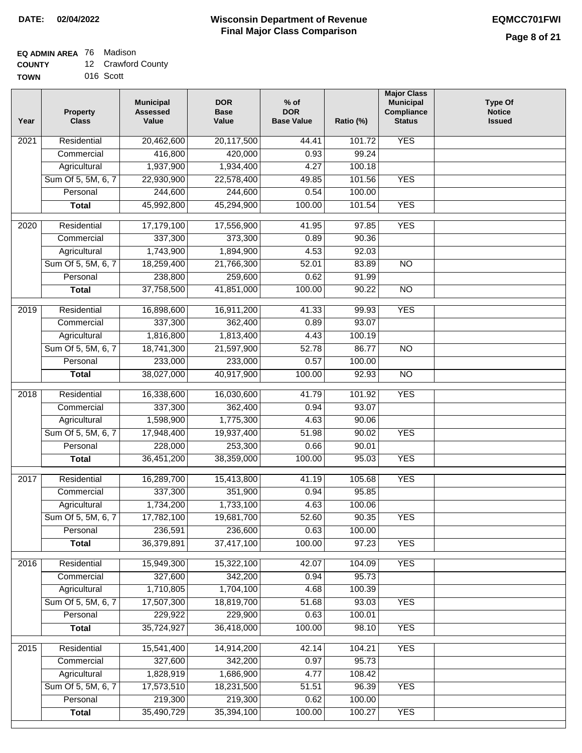**DATE: 02/04/2022**

# Wisconsin Department of Revenue
## Final Major Class Comparison

**EQMCC701FWI**

**EQ ADMIN AREA** 76 Madison
**COUNTY** 12 Crawford County
**TOWN** 016 Scott

| Year | Property Class | Municipal Assessed Value | DOR Base Value | % of DOR Base Value | Ratio (%) | Major Class Municipal Compliance Status | Type Of Notice Issued |
|---|---|---|---|---|---|---|---|
| 2021 | Residential | 20,462,600 | 20,117,500 | 44.41 | 101.72 | YES | |
| | Commercial | 416,800 | 420,000 | 0.93 | 99.24 | | |
| | Agricultural | 1,937,900 | 1,934,400 | 4.27 | 100.18 | | |
| | Sum Of 5, 5M, 6, 7 | 22,930,900 | 22,578,400 | 49.85 | 101.56 | YES | |
| | Personal | 244,600 | 244,600 | 0.54 | 100.00 | | |
| | **Total** | 45,992,800 | 45,294,900 | 100.00 | 101.54 | YES | |
| 2020 | Residential | 17,179,100 | 17,556,900 | 41.95 | 97.85 | YES | |
| | Commercial | 337,300 | 373,300 | 0.89 | 90.36 | | |
| | Agricultural | 1,743,900 | 1,894,900 | 4.53 | 92.03 | | |
| | Sum Of 5, 5M, 6, 7 | 18,259,400 | 21,766,300 | 52.01 | 83.89 | NO | |
| | Personal | 238,800 | 259,600 | 0.62 | 91.99 | | |
| | **Total** | 37,758,500 | 41,851,000 | 100.00 | 90.22 | NO | |
| 2019 | Residential | 16,898,600 | 16,911,200 | 41.33 | 99.93 | YES | |
| | Commercial | 337,300 | 362,400 | 0.89 | 93.07 | | |
| | Agricultural | 1,816,800 | 1,813,400 | 4.43 | 100.19 | | |
| | Sum Of 5, 5M, 6, 7 | 18,741,300 | 21,597,900 | 52.78 | 86.77 | NO | |
| | Personal | 233,000 | 233,000 | 0.57 | 100.00 | | |
| | **Total** | 38,027,000 | 40,917,900 | 100.00 | 92.93 | NO | |
| 2018 | Residential | 16,338,600 | 16,030,600 | 41.79 | 101.92 | YES | |
| | Commercial | 337,300 | 362,400 | 0.94 | 93.07 | | |
| | Agricultural | 1,598,900 | 1,775,300 | 4.63 | 90.06 | | |
| | Sum Of 5, 5M, 6, 7 | 17,948,400 | 19,937,400 | 51.98 | 90.02 | YES | |
| | Personal | 228,000 | 253,300 | 0.66 | 90.01 | | |
| | **Total** | 36,451,200 | 38,359,000 | 100.00 | 95.03 | YES | |
| 2017 | Residential | 16,289,700 | 15,413,800 | 41.19 | 105.68 | YES | |
| | Commercial | 337,300 | 351,900 | 0.94 | 95.85 | | |
| | Agricultural | 1,734,200 | 1,733,100 | 4.63 | 100.06 | | |
| | Sum Of 5, 5M, 6, 7 | 17,782,100 | 19,681,700 | 52.60 | 90.35 | YES | |
| | Personal | 236,591 | 236,600 | 0.63 | 100.00 | | |
| | **Total** | 36,379,891 | 37,417,100 | 100.00 | 97.23 | YES | |
| 2016 | Residential | 15,949,300 | 15,322,100 | 42.07 | 104.09 | YES | |
| | Commercial | 327,600 | 342,200 | 0.94 | 95.73 | | |
| | Agricultural | 1,710,805 | 1,704,100 | 4.68 | 100.39 | | |
| | Sum Of 5, 5M, 6, 7 | 17,507,300 | 18,819,700 | 51.68 | 93.03 | YES | |
| | Personal | 229,922 | 229,900 | 0.63 | 100.01 | | |
| | **Total** | 35,724,927 | 36,418,000 | 100.00 | 98.10 | YES | |
| 2015 | Residential | 15,541,400 | 14,914,200 | 42.14 | 104.21 | YES | |
| | Commercial | 327,600 | 342,200 | 0.97 | 95.73 | | |
| | Agricultural | 1,828,919 | 1,686,900 | 4.77 | 108.42 | | |
| | Sum Of 5, 5M, 6, 7 | 17,573,510 | 18,231,500 | 51.51 | 96.39 | YES | |
| | Personal | 219,300 | 219,300 | 0.62 | 100.00 | | |
| | **Total** | 35,490,729 | 35,394,100 | 100.00 | 100.27 | YES | |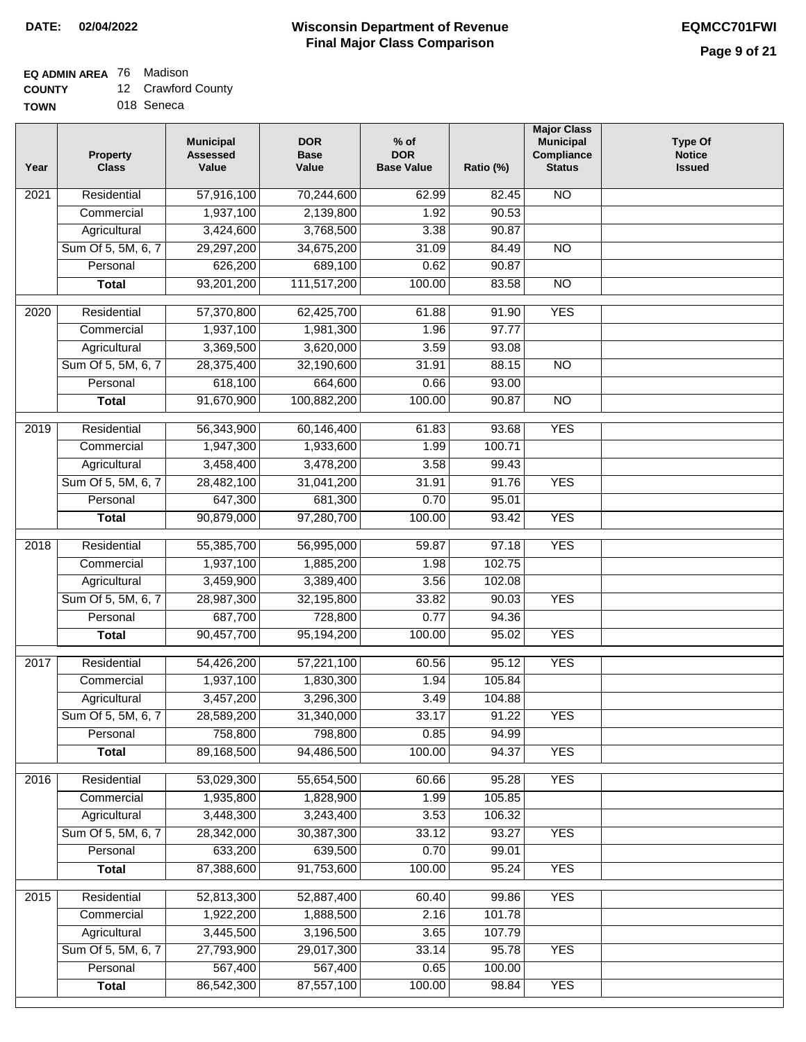**DATE:** 02/04/2022

# Wisconsin Department of Revenue
## Final Major Class Comparison

**EQMCC701FWI**

**EQ ADMIN AREA** 76 Madison
**COUNTY** 12 Crawford County
**TOWN** 018 Seneca

| Year | Property Class | Municipal Assessed Value | DOR Base Value | % of DOR Base Value | Ratio (%) | Major Class Municipal Compliance Status | Type Of Notice Issued |
|---|---|---|---|---|---|---|---|
| 2021 | Residential | 57,916,100 | 70,244,600 | 62.99 | 82.45 | NO | |
| | Commercial | 1,937,100 | 2,139,800 | 1.92 | 90.53 | | |
| | Agricultural | 3,424,600 | 3,768,500 | 3.38 | 90.87 | | |
| | Sum Of 5, 5M, 6, 7 | 29,297,200 | 34,675,200 | 31.09 | 84.49 | NO | |
| | Personal | 626,200 | 689,100 | 0.62 | 90.87 | | |
| | **Total** | 93,201,200 | 111,517,200 | 100.00 | 83.58 | NO | |
| 2020 | Residential | 57,370,800 | 62,425,700 | 61.88 | 91.90 | YES | |
| | Commercial | 1,937,100 | 1,981,300 | 1.96 | 97.77 | | |
| | Agricultural | 3,369,500 | 3,620,000 | 3.59 | 93.08 | | |
| | Sum Of 5, 5M, 6, 7 | 28,375,400 | 32,190,600 | 31.91 | 88.15 | NO | |
| | Personal | 618,100 | 664,600 | 0.66 | 93.00 | | |
| | **Total** | 91,670,900 | 100,882,200 | 100.00 | 90.87 | NO | |
| 2019 | Residential | 56,343,900 | 60,146,400 | 61.83 | 93.68 | YES | |
| | Commercial | 1,947,300 | 1,933,600 | 1.99 | 100.71 | | |
| | Agricultural | 3,458,400 | 3,478,200 | 3.58 | 99.43 | | |
| | Sum Of 5, 5M, 6, 7 | 28,482,100 | 31,041,200 | 31.91 | 91.76 | YES | |
| | Personal | 647,300 | 681,300 | 0.70 | 95.01 | | |
| | **Total** | 90,879,000 | 97,280,700 | 100.00 | 93.42 | YES | |
| 2018 | Residential | 55,385,700 | 56,995,000 | 59.87 | 97.18 | YES | |
| | Commercial | 1,937,100 | 1,885,200 | 1.98 | 102.75 | | |
| | Agricultural | 3,459,900 | 3,389,400 | 3.56 | 102.08 | | |
| | Sum Of 5, 5M, 6, 7 | 28,987,300 | 32,195,800 | 33.82 | 90.03 | YES | |
| | Personal | 687,700 | 728,800 | 0.77 | 94.36 | | |
| | **Total** | 90,457,700 | 95,194,200 | 100.00 | 95.02 | YES | |
| 2017 | Residential | 54,426,200 | 57,221,100 | 60.56 | 95.12 | YES | |
| | Commercial | 1,937,100 | 1,830,300 | 1.94 | 105.84 | | |
| | Agricultural | 3,457,200 | 3,296,300 | 3.49 | 104.88 | | |
| | Sum Of 5, 5M, 6, 7 | 28,589,200 | 31,340,000 | 33.17 | 91.22 | YES | |
| | Personal | 758,800 | 798,800 | 0.85 | 94.99 | | |
| | **Total** | 89,168,500 | 94,486,500 | 100.00 | 94.37 | YES | |
| 2016 | Residential | 53,029,300 | 55,654,500 | 60.66 | 95.28 | YES | |
| | Commercial | 1,935,800 | 1,828,900 | 1.99 | 105.85 | | |
| | Agricultural | 3,448,300 | 3,243,400 | 3.53 | 106.32 | | |
| | Sum Of 5, 5M, 6, 7 | 28,342,000 | 30,387,300 | 33.12 | 93.27 | YES | |
| | Personal | 633,200 | 639,500 | 0.70 | 99.01 | | |
| | **Total** | 87,388,600 | 91,753,600 | 100.00 | 95.24 | YES | |
| 2015 | Residential | 52,813,300 | 52,887,400 | 60.40 | 99.86 | YES | |
| | Commercial | 1,922,200 | 1,888,500 | 2.16 | 101.78 | | |
| | Agricultural | 3,445,500 | 3,196,500 | 3.65 | 107.79 | | |
| | Sum Of 5, 5M, 6, 7 | 27,793,900 | 29,017,300 | 33.14 | 95.78 | YES | |
| | Personal | 567,400 | 567,400 | 0.65 | 100.00 | | |
| | **Total** | 86,542,300 | 87,557,100 | 100.00 | 98.84 | YES | |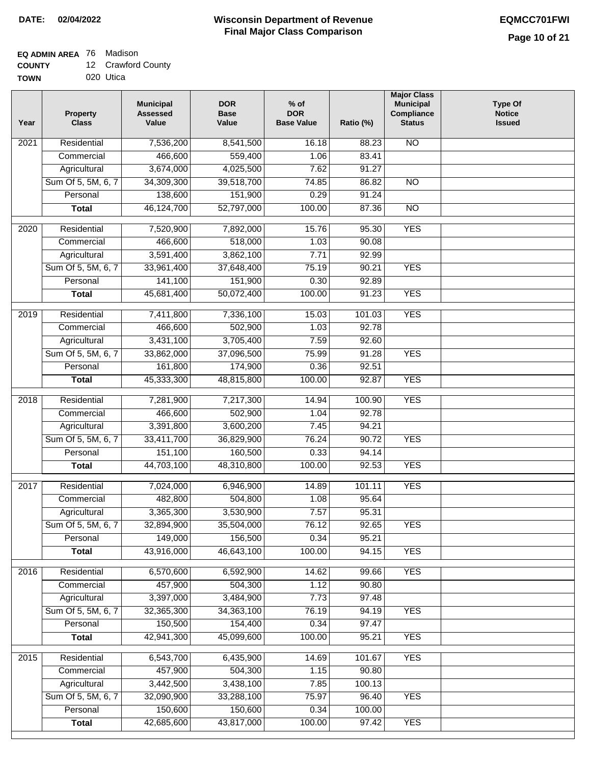**DATE: 02/04/2022**

# Wisconsin Department of Revenue
## Final Major Class Comparison

**EQMCC701FWI**

**EQ ADMIN AREA** 76 Madison
**COUNTY** 12 Crawford County
**TOWN** 020 Utica

| Year | Property Class | Municipal Assessed Value | DOR Base Value | % of DOR Base Value | Ratio (%) | Major Class Municipal Compliance Status | Type Of Notice Issued |
|---|---|---|---|---|---|---|---|
| 2021 | Residential | 7,536,200 | 8,541,500 | 16.18 | 88.23 | NO | |
| | Commercial | 466,600 | 559,400 | 1.06 | 83.41 | | |
| | Agricultural | 3,674,000 | 4,025,500 | 7.62 | 91.27 | | |
| | Sum Of 5, 5M, 6, 7 | 34,309,300 | 39,518,700 | 74.85 | 86.82 | NO | |
| | Personal | 138,600 | 151,900 | 0.29 | 91.24 | | |
| | **Total** | 46,124,700 | 52,797,000 | 100.00 | 87.36 | NO | |
| 2020 | Residential | 7,520,900 | 7,892,000 | 15.76 | 95.30 | YES | |
| | Commercial | 466,600 | 518,000 | 1.03 | 90.08 | | |
| | Agricultural | 3,591,400 | 3,862,100 | 7.71 | 92.99 | | |
| | Sum Of 5, 5M, 6, 7 | 33,961,400 | 37,648,400 | 75.19 | 90.21 | YES | |
| | Personal | 141,100 | 151,900 | 0.30 | 92.89 | | |
| | **Total** | 45,681,400 | 50,072,400 | 100.00 | 91.23 | YES | |
| 2019 | Residential | 7,411,800 | 7,336,100 | 15.03 | 101.03 | YES | |
| | Commercial | 466,600 | 502,900 | 1.03 | 92.78 | | |
| | Agricultural | 3,431,100 | 3,705,400 | 7.59 | 92.60 | | |
| | Sum Of 5, 5M, 6, 7 | 33,862,000 | 37,096,500 | 75.99 | 91.28 | YES | |
| | Personal | 161,800 | 174,900 | 0.36 | 92.51 | | |
| | **Total** | 45,333,300 | 48,815,800 | 100.00 | 92.87 | YES | |
| 2018 | Residential | 7,281,900 | 7,217,300 | 14.94 | 100.90 | YES | |
| | Commercial | 466,600 | 502,900 | 1.04 | 92.78 | | |
| | Agricultural | 3,391,800 | 3,600,200 | 7.45 | 94.21 | | |
| | Sum Of 5, 5M, 6, 7 | 33,411,700 | 36,829,900 | 76.24 | 90.72 | YES | |
| | Personal | 151,100 | 160,500 | 0.33 | 94.14 | | |
| | **Total** | 44,703,100 | 48,310,800 | 100.00 | 92.53 | YES | |
| 2017 | Residential | 7,024,000 | 6,946,900 | 14.89 | 101.11 | YES | |
| | Commercial | 482,800 | 504,800 | 1.08 | 95.64 | | |
| | Agricultural | 3,365,300 | 3,530,900 | 7.57 | 95.31 | | |
| | Sum Of 5, 5M, 6, 7 | 32,894,900 | 35,504,000 | 76.12 | 92.65 | YES | |
| | Personal | 149,000 | 156,500 | 0.34 | 95.21 | | |
| | **Total** | 43,916,000 | 46,643,100 | 100.00 | 94.15 | YES | |
| 2016 | Residential | 6,570,600 | 6,592,900 | 14.62 | 99.66 | YES | |
| | Commercial | 457,900 | 504,300 | 1.12 | 90.80 | | |
| | Agricultural | 3,397,000 | 3,484,900 | 7.73 | 97.48 | | |
| | Sum Of 5, 5M, 6, 7 | 32,365,300 | 34,363,100 | 76.19 | 94.19 | YES | |
| | Personal | 150,500 | 154,400 | 0.34 | 97.47 | | |
| | **Total** | 42,941,300 | 45,099,600 | 100.00 | 95.21 | YES | |
| 2015 | Residential | 6,543,700 | 6,435,900 | 14.69 | 101.67 | YES | |
| | Commercial | 457,900 | 504,300 | 1.15 | 90.80 | | |
| | Agricultural | 3,442,500 | 3,438,100 | 7.85 | 100.13 | | |
| | Sum Of 5, 5M, 6, 7 | 32,090,900 | 33,288,100 | 75.97 | 96.40 | YES | |
| | Personal | 150,600 | 150,600 | 0.34 | 100.00 | | |
| | **Total** | 42,685,600 | 43,817,000 | 100.00 | 97.42 | YES | |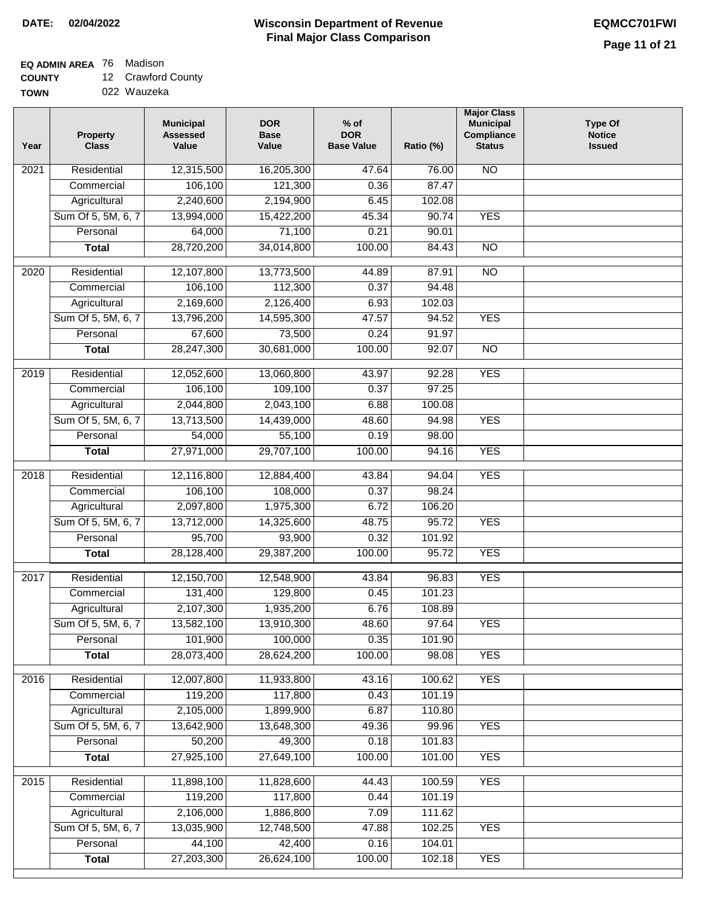**DATE: 02/04/2022**

# Wisconsin Department of Revenue
## Final Major Class Comparison

**EQMCC701FWI**

**EQ ADMIN AREA** 76 Madison
**COUNTY** 12 Crawford County
**TOWN** 022 Wauzeka

| Year | Property Class | Municipal Assessed Value | DOR Base Value | % of DOR Base Value | Ratio (%) | Major Class Municipal Compliance Status | Type Of Notice Issued |
|---|---|---|---|---|---|---|---|
| 2021 | Residential | 12,315,500 | 16,205,300 | 47.64 | 76.00 | NO | |
| | Commercial | 106,100 | 121,300 | 0.36 | 87.47 | | |
| | Agricultural | 2,240,600 | 2,194,900 | 6.45 | 102.08 | | |
| | Sum Of 5, 5M, 6, 7 | 13,994,000 | 15,422,200 | 45.34 | 90.74 | YES | |
| | Personal | 64,000 | 71,100 | 0.21 | 90.01 | | |
| | **Total** | 28,720,200 | 34,014,800 | 100.00 | 84.43 | NO | |
| 2020 | Residential | 12,107,800 | 13,773,500 | 44.89 | 87.91 | NO | |
| | Commercial | 106,100 | 112,300 | 0.37 | 94.48 | | |
| | Agricultural | 2,169,600 | 2,126,400 | 6.93 | 102.03 | | |
| | Sum Of 5, 5M, 6, 7 | 13,796,200 | 14,595,300 | 47.57 | 94.52 | YES | |
| | Personal | 67,600 | 73,500 | 0.24 | 91.97 | | |
| | **Total** | 28,247,300 | 30,681,000 | 100.00 | 92.07 | NO | |
| 2019 | Residential | 12,052,600 | 13,060,800 | 43.97 | 92.28 | YES | |
| | Commercial | 106,100 | 109,100 | 0.37 | 97.25 | | |
| | Agricultural | 2,044,800 | 2,043,100 | 6.88 | 100.08 | | |
| | Sum Of 5, 5M, 6, 7 | 13,713,500 | 14,439,000 | 48.60 | 94.98 | YES | |
| | Personal | 54,000 | 55,100 | 0.19 | 98.00 | | |
| | **Total** | 27,971,000 | 29,707,100 | 100.00 | 94.16 | YES | |
| 2018 | Residential | 12,116,800 | 12,884,400 | 43.84 | 94.04 | YES | |
| | Commercial | 106,100 | 108,000 | 0.37 | 98.24 | | |
| | Agricultural | 2,097,800 | 1,975,300 | 6.72 | 106.20 | | |
| | Sum Of 5, 5M, 6, 7 | 13,712,000 | 14,325,600 | 48.75 | 95.72 | YES | |
| | Personal | 95,700 | 93,900 | 0.32 | 101.92 | | |
| | **Total** | 28,128,400 | 29,387,200 | 100.00 | 95.72 | YES | |
| 2017 | Residential | 12,150,700 | 12,548,900 | 43.84 | 96.83 | YES | |
| | Commercial | 131,400 | 129,800 | 0.45 | 101.23 | | |
| | Agricultural | 2,107,300 | 1,935,200 | 6.76 | 108.89 | | |
| | Sum Of 5, 5M, 6, 7 | 13,582,100 | 13,910,300 | 48.60 | 97.64 | YES | |
| | Personal | 101,900 | 100,000 | 0.35 | 101.90 | | |
| | **Total** | 28,073,400 | 28,624,200 | 100.00 | 98.08 | YES | |
| 2016 | Residential | 12,007,800 | 11,933,800 | 43.16 | 100.62 | YES | |
| | Commercial | 119,200 | 117,800 | 0.43 | 101.19 | | |
| | Agricultural | 2,105,000 | 1,899,900 | 6.87 | 110.80 | | |
| | Sum Of 5, 5M, 6, 7 | 13,642,900 | 13,648,300 | 49.36 | 99.96 | YES | |
| | Personal | 50,200 | 49,300 | 0.18 | 101.83 | | |
| | **Total** | 27,925,100 | 27,649,100 | 100.00 | 101.00 | YES | |
| 2015 | Residential | 11,898,100 | 11,828,600 | 44.43 | 100.59 | YES | |
| | Commercial | 119,200 | 117,800 | 0.44 | 101.19 | | |
| | Agricultural | 2,106,000 | 1,886,800 | 7.09 | 111.62 | | |
| | Sum Of 5, 5M, 6, 7 | 13,035,900 | 12,748,500 | 47.88 | 102.25 | YES | |
| | Personal | 44,100 | 42,400 | 0.16 | 104.01 | | |
| | **Total** | 27,203,300 | 26,624,100 | 100.00 | 102.18 | YES | |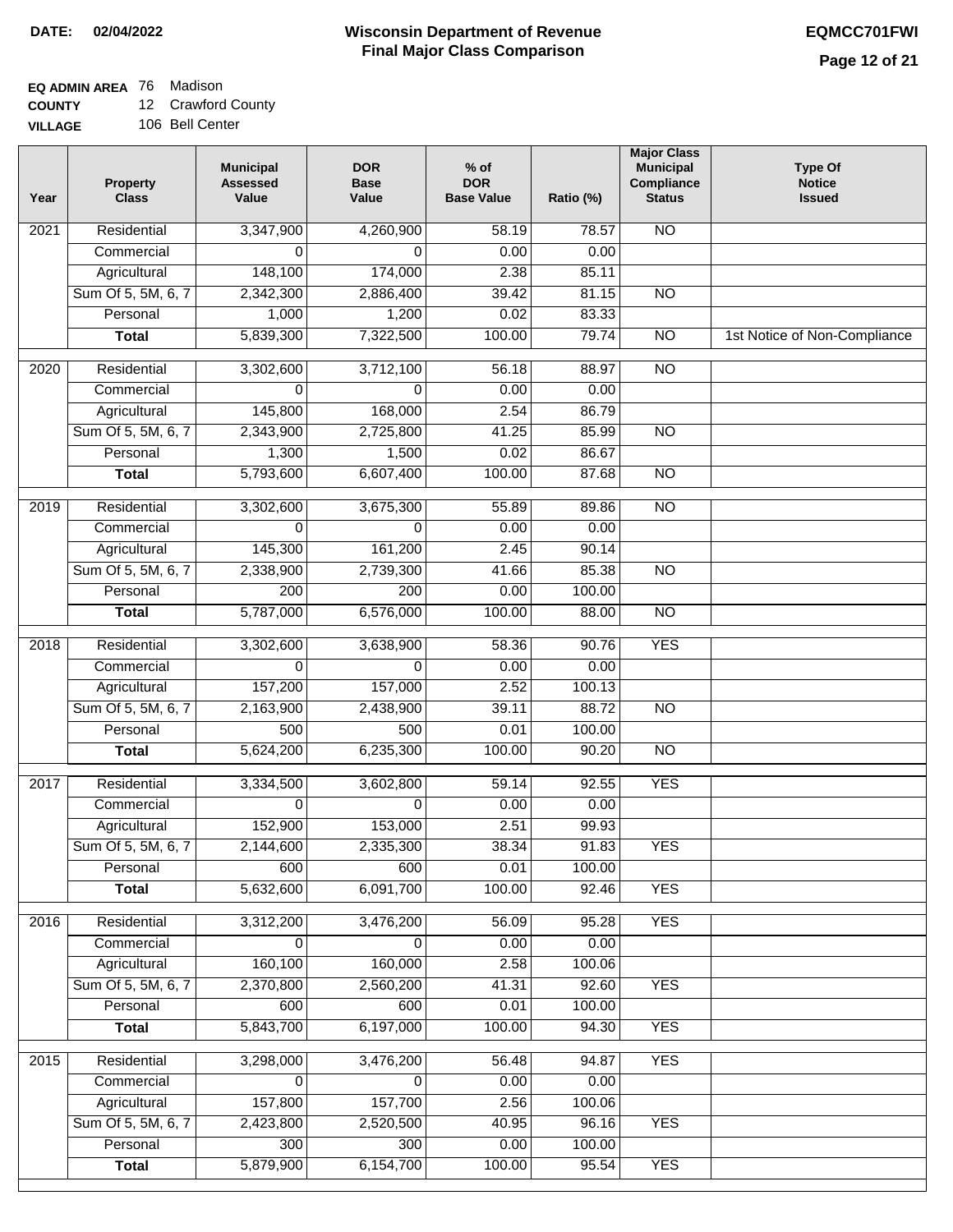**DATE:** 02/04/2022

# Wisconsin Department of Revenue
## Final Major Class Comparison

**EQMCC701FWI**

**EQ ADMIN AREA** 76 Madison
**COUNTY** 12 Crawford County
**VILLAGE** 106 Bell Center

| Year | Property Class | Municipal Assessed Value | DOR Base Value | % of DOR Base Value | Ratio (%) | Major Class Municipal Compliance Status | Type Of Notice Issued |
|---|---|---|---|---|---|---|---|
| 2021 | Residential | 3,347,900 | 4,260,900 | 58.19 | 78.57 | NO | |
| | Commercial | 0 | 0 | 0.00 | 0.00 | | |
| | Agricultural | 148,100 | 174,000 | 2.38 | 85.11 | | |
| | Sum Of 5, 5M, 6, 7 | 2,342,300 | 2,886,400 | 39.42 | 81.15 | NO | |
| | Personal | 1,000 | 1,200 | 0.02 | 83.33 | | |
| | **Total** | 5,839,300 | 7,322,500 | 100.00 | 79.74 | NO | 1st Notice of Non-Compliance |
| 2020 | Residential | 3,302,600 | 3,712,100 | 56.18 | 88.97 | NO | |
| | Commercial | 0 | 0 | 0.00 | 0.00 | | |
| | Agricultural | 145,800 | 168,000 | 2.54 | 86.79 | | |
| | Sum Of 5, 5M, 6, 7 | 2,343,900 | 2,725,800 | 41.25 | 85.99 | NO | |
| | Personal | 1,300 | 1,500 | 0.02 | 86.67 | | |
| | **Total** | 5,793,600 | 6,607,400 | 100.00 | 87.68 | NO | |
| 2019 | Residential | 3,302,600 | 3,675,300 | 55.89 | 89.86 | NO | |
| | Commercial | 0 | 0 | 0.00 | 0.00 | | |
| | Agricultural | 145,300 | 161,200 | 2.45 | 90.14 | | |
| | Sum Of 5, 5M, 6, 7 | 2,338,900 | 2,739,300 | 41.66 | 85.38 | NO | |
| | Personal | 200 | 200 | 0.00 | 100.00 | | |
| | **Total** | 5,787,000 | 6,576,000 | 100.00 | 88.00 | NO | |
| 2018 | Residential | 3,302,600 | 3,638,900 | 58.36 | 90.76 | YES | |
| | Commercial | 0 | 0 | 0.00 | 0.00 | | |
| | Agricultural | 157,200 | 157,000 | 2.52 | 100.13 | | |
| | Sum Of 5, 5M, 6, 7 | 2,163,900 | 2,438,900 | 39.11 | 88.72 | NO | |
| | Personal | 500 | 500 | 0.01 | 100.00 | | |
| | **Total** | 5,624,200 | 6,235,300 | 100.00 | 90.20 | NO | |
| 2017 | Residential | 3,334,500 | 3,602,800 | 59.14 | 92.55 | YES | |
| | Commercial | 0 | 0 | 0.00 | 0.00 | | |
| | Agricultural | 152,900 | 153,000 | 2.51 | 99.93 | | |
| | Sum Of 5, 5M, 6, 7 | 2,144,600 | 2,335,300 | 38.34 | 91.83 | YES | |
| | Personal | 600 | 600 | 0.01 | 100.00 | | |
| | **Total** | 5,632,600 | 6,091,700 | 100.00 | 92.46 | YES | |
| 2016 | Residential | 3,312,200 | 3,476,200 | 56.09 | 95.28 | YES | |
| | Commercial | 0 | 0 | 0.00 | 0.00 | | |
| | Agricultural | 160,100 | 160,000 | 2.58 | 100.06 | | |
| | Sum Of 5, 5M, 6, 7 | 2,370,800 | 2,560,200 | 41.31 | 92.60 | YES | |
| | Personal | 600 | 600 | 0.01 | 100.00 | | |
| | **Total** | 5,843,700 | 6,197,000 | 100.00 | 94.30 | YES | |
| 2015 | Residential | 3,298,000 | 3,476,200 | 56.48 | 94.87 | YES | |
| | Commercial | 0 | 0 | 0.00 | 0.00 | | |
| | Agricultural | 157,800 | 157,700 | 2.56 | 100.06 | | |
| | Sum Of 5, 5M, 6, 7 | 2,423,800 | 2,520,500 | 40.95 | 96.16 | YES | |
| | Personal | 300 | 300 | 0.00 | 100.00 | | |
| | **Total** | 5,879,900 | 6,154,700 | 100.00 | 95.54 | YES | |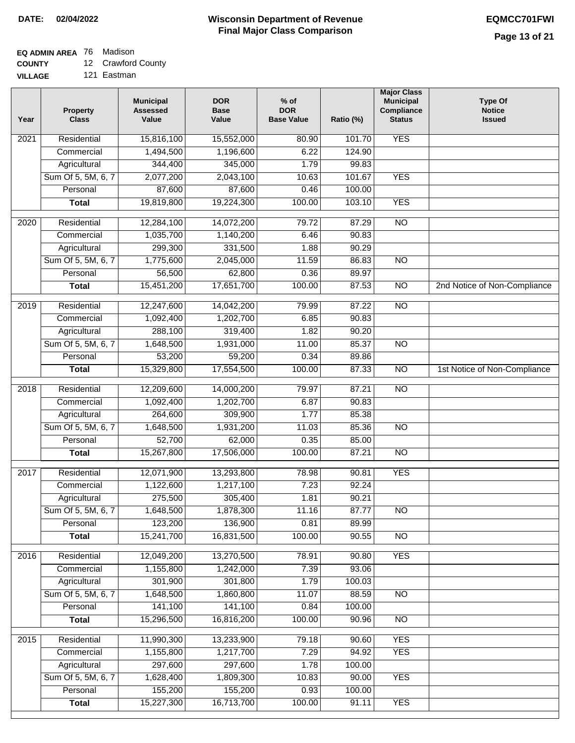**DATE:** 02/04/2022

# Wisconsin Department of Revenue
## Final Major Class Comparison

EQMCC701FWI

**EQ ADMIN AREA** 76 Madison
**COUNTY** 12 Crawford County
**VILLAGE** 121 Eastman

| Year | Property Class | Municipal Assessed Value | DOR Base Value | % of DOR Base Value | Ratio (%) | Major Class Municipal Compliance Status | Type Of Notice Issued |
|---|---|---|---|---|---|---|---|
| 2021 | Residential | 15,816,100 | 15,552,000 | 80.90 | 101.70 | YES | |
| | Commercial | 1,494,500 | 1,196,600 | 6.22 | 124.90 | | |
| | Agricultural | 344,400 | 345,000 | 1.79 | 99.83 | | |
| | Sum Of 5, 5M, 6, 7 | 2,077,200 | 2,043,100 | 10.63 | 101.67 | YES | |
| | Personal | 87,600 | 87,600 | 0.46 | 100.00 | | |
| | **Total** | 19,819,800 | 19,224,300 | 100.00 | 103.10 | YES | |
| 2020 | Residential | 12,284,100 | 14,072,200 | 79.72 | 87.29 | NO | |
| | Commercial | 1,035,700 | 1,140,200 | 6.46 | 90.83 | | |
| | Agricultural | 299,300 | 331,500 | 1.88 | 90.29 | | |
| | Sum Of 5, 5M, 6, 7 | 1,775,600 | 2,045,000 | 11.59 | 86.83 | NO | |
| | Personal | 56,500 | 62,800 | 0.36 | 89.97 | | |
| | **Total** | 15,451,200 | 17,651,700 | 100.00 | 87.53 | NO | 2nd Notice of Non-Compliance |
| 2019 | Residential | 12,247,600 | 14,042,200 | 79.99 | 87.22 | NO | |
| | Commercial | 1,092,400 | 1,202,700 | 6.85 | 90.83 | | |
| | Agricultural | 288,100 | 319,400 | 1.82 | 90.20 | | |
| | Sum Of 5, 5M, 6, 7 | 1,648,500 | 1,931,000 | 11.00 | 85.37 | NO | |
| | Personal | 53,200 | 59,200 | 0.34 | 89.86 | | |
| | **Total** | 15,329,800 | 17,554,500 | 100.00 | 87.33 | NO | 1st Notice of Non-Compliance |
| 2018 | Residential | 12,209,600 | 14,000,200 | 79.97 | 87.21 | NO | |
| | Commercial | 1,092,400 | 1,202,700 | 6.87 | 90.83 | | |
| | Agricultural | 264,600 | 309,900 | 1.77 | 85.38 | | |
| | Sum Of 5, 5M, 6, 7 | 1,648,500 | 1,931,200 | 11.03 | 85.36 | NO | |
| | Personal | 52,700 | 62,000 | 0.35 | 85.00 | | |
| | **Total** | 15,267,800 | 17,506,000 | 100.00 | 87.21 | NO | |
| 2017 | Residential | 12,071,900 | 13,293,800 | 78.98 | 90.81 | YES | |
| | Commercial | 1,122,600 | 1,217,100 | 7.23 | 92.24 | | |
| | Agricultural | 275,500 | 305,400 | 1.81 | 90.21 | | |
| | Sum Of 5, 5M, 6, 7 | 1,648,500 | 1,878,300 | 11.16 | 87.77 | NO | |
| | Personal | 123,200 | 136,900 | 0.81 | 89.99 | | |
| | **Total** | 15,241,700 | 16,831,500 | 100.00 | 90.55 | NO | |
| 2016 | Residential | 12,049,200 | 13,270,500 | 78.91 | 90.80 | YES | |
| | Commercial | 1,155,800 | 1,242,000 | 7.39 | 93.06 | | |
| | Agricultural | 301,900 | 301,800 | 1.79 | 100.03 | | |
| | Sum Of 5, 5M, 6, 7 | 1,648,500 | 1,860,800 | 11.07 | 88.59 | NO | |
| | Personal | 141,100 | 141,100 | 0.84 | 100.00 | | |
| | **Total** | 15,296,500 | 16,816,200 | 100.00 | 90.96 | NO | |
| 2015 | Residential | 11,990,300 | 13,233,900 | 79.18 | 90.60 | YES | |
| | Commercial | 1,155,800 | 1,217,700 | 7.29 | 94.92 | YES | |
| | Agricultural | 297,600 | 297,600 | 1.78 | 100.00 | | |
| | Sum Of 5, 5M, 6, 7 | 1,628,400 | 1,809,300 | 10.83 | 90.00 | YES | |
| | Personal | 155,200 | 155,200 | 0.93 | 100.00 | | |
| | **Total** | 15,227,300 | 16,713,700 | 100.00 | 91.11 | YES | |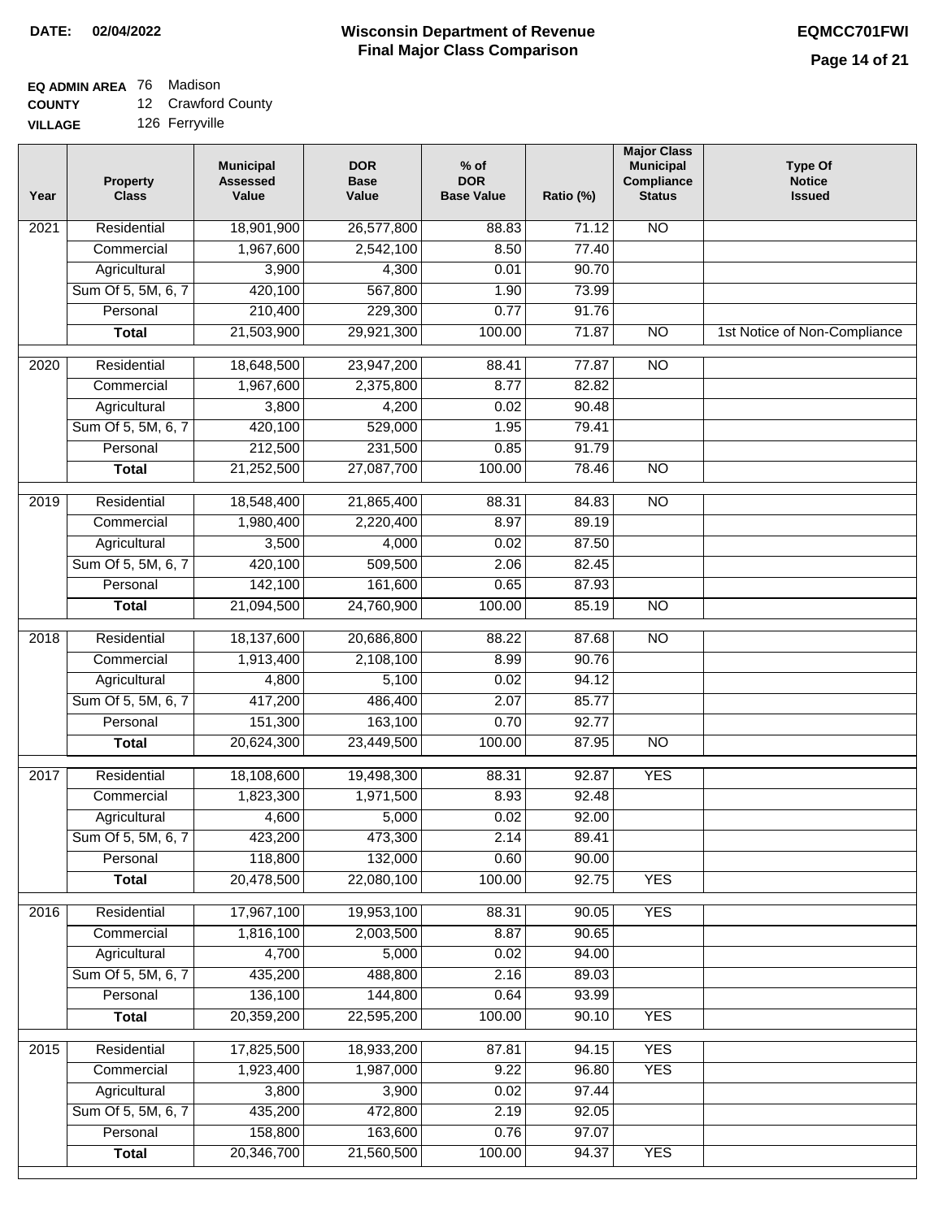# Wisconsin Department of Revenue
## Final Major Class Comparison

**DATE:** 02/04/2022

**EQMCC701FWI**

**EQ ADMIN AREA** 76 Madison
**COUNTY** 12 Crawford County
**VILLAGE** 126 Ferryville

| Year | Property Class | Municipal Assessed Value | DOR Base Value | % of DOR Base Value | Ratio (%) | Major Class Municipal Compliance Status | Type Of Notice Issued |
|---|---|---|---|---|---|---|---|
| 2021 | Residential | 18,901,900 | 26,577,800 | 88.83 | 71.12 | NO | |
| | Commercial | 1,967,600 | 2,542,100 | 8.50 | 77.40 | | |
| | Agricultural | 3,900 | 4,300 | 0.01 | 90.70 | | |
| | Sum Of 5, 5M, 6, 7 | 420,100 | 567,800 | 1.90 | 73.99 | | |
| | Personal | 210,400 | 229,300 | 0.77 | 91.76 | | |
| | **Total** | 21,503,900 | 29,921,300 | 100.00 | 71.87 | NO | 1st Notice of Non-Compliance |
| 2020 | Residential | 18,648,500 | 23,947,200 | 88.41 | 77.87 | NO | |
| | Commercial | 1,967,600 | 2,375,800 | 8.77 | 82.82 | | |
| | Agricultural | 3,800 | 4,200 | 0.02 | 90.48 | | |
| | Sum Of 5, 5M, 6, 7 | 420,100 | 529,000 | 1.95 | 79.41 | | |
| | Personal | 212,500 | 231,500 | 0.85 | 91.79 | | |
| | **Total** | 21,252,500 | 27,087,700 | 100.00 | 78.46 | NO | |
| 2019 | Residential | 18,548,400 | 21,865,400 | 88.31 | 84.83 | NO | |
| | Commercial | 1,980,400 | 2,220,400 | 8.97 | 89.19 | | |
| | Agricultural | 3,500 | 4,000 | 0.02 | 87.50 | | |
| | Sum Of 5, 5M, 6, 7 | 420,100 | 509,500 | 2.06 | 82.45 | | |
| | Personal | 142,100 | 161,600 | 0.65 | 87.93 | | |
| | **Total** | 21,094,500 | 24,760,900 | 100.00 | 85.19 | NO | |
| 2018 | Residential | 18,137,600 | 20,686,800 | 88.22 | 87.68 | NO | |
| | Commercial | 1,913,400 | 2,108,100 | 8.99 | 90.76 | | |
| | Agricultural | 4,800 | 5,100 | 0.02 | 94.12 | | |
| | Sum Of 5, 5M, 6, 7 | 417,200 | 486,400 | 2.07 | 85.77 | | |
| | Personal | 151,300 | 163,100 | 0.70 | 92.77 | | |
| | **Total** | 20,624,300 | 23,449,500 | 100.00 | 87.95 | NO | |
| 2017 | Residential | 18,108,600 | 19,498,300 | 88.31 | 92.87 | YES | |
| | Commercial | 1,823,300 | 1,971,500 | 8.93 | 92.48 | | |
| | Agricultural | 4,600 | 5,000 | 0.02 | 92.00 | | |
| | Sum Of 5, 5M, 6, 7 | 423,200 | 473,300 | 2.14 | 89.41 | | |
| | Personal | 118,800 | 132,000 | 0.60 | 90.00 | | |
| | **Total** | 20,478,500 | 22,080,100 | 100.00 | 92.75 | YES | |
| 2016 | Residential | 17,967,100 | 19,953,100 | 88.31 | 90.05 | YES | |
| | Commercial | 1,816,100 | 2,003,500 | 8.87 | 90.65 | | |
| | Agricultural | 4,700 | 5,000 | 0.02 | 94.00 | | |
| | Sum Of 5, 5M, 6, 7 | 435,200 | 488,800 | 2.16 | 89.03 | | |
| | Personal | 136,100 | 144,800 | 0.64 | 93.99 | | |
| | **Total** | 20,359,200 | 22,595,200 | 100.00 | 90.10 | YES | |
| 2015 | Residential | 17,825,500 | 18,933,200 | 87.81 | 94.15 | YES | |
| | Commercial | 1,923,400 | 1,987,000 | 9.22 | 96.80 | YES | |
| | Agricultural | 3,800 | 3,900 | 0.02 | 97.44 | | |
| | Sum Of 5, 5M, 6, 7 | 435,200 | 472,800 | 2.19 | 92.05 | | |
| | Personal | 158,800 | 163,600 | 0.76 | 97.07 | | |
| | **Total** | 20,346,700 | 21,560,500 | 100.00 | 94.37 | YES | |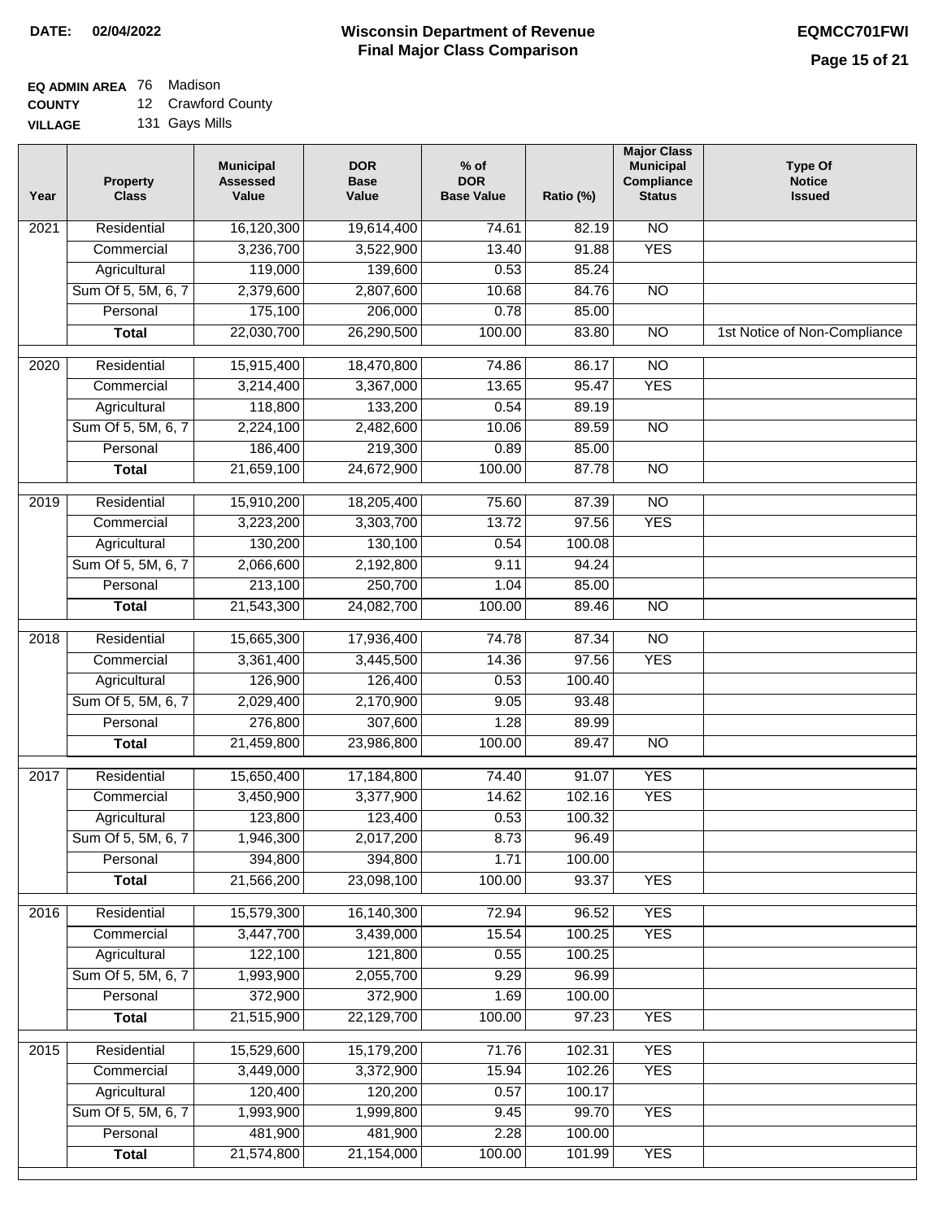**DATE:** 02/04/2022

# Wisconsin Department of Revenue
## Final Major Class Comparison

**EQMCC701FWI**

**EQ ADMIN AREA** 76 Madison
**COUNTY** 12 Crawford County
**VILLAGE** 131 Gays Mills

| Year | Property Class | Municipal Assessed Value | DOR Base Value | % of DOR Base Value | Ratio (%) | Major Class Municipal Compliance Status | Type Of Notice Issued |
|---|---|---|---|---|---|---|---|
| 2021 | Residential | 16,120,300 | 19,614,400 | 74.61 | 82.19 | NO | |
| | Commercial | 3,236,700 | 3,522,900 | 13.40 | 91.88 | YES | |
| | Agricultural | 119,000 | 139,600 | 0.53 | 85.24 | | |
| | Sum Of 5, 5M, 6, 7 | 2,379,600 | 2,807,600 | 10.68 | 84.76 | NO | |
| | Personal | 175,100 | 206,000 | 0.78 | 85.00 | | |
| | **Total** | 22,030,700 | 26,290,500 | 100.00 | 83.80 | NO | 1st Notice of Non-Compliance |
| 2020 | Residential | 15,915,400 | 18,470,800 | 74.86 | 86.17 | NO | |
| | Commercial | 3,214,400 | 3,367,000 | 13.65 | 95.47 | YES | |
| | Agricultural | 118,800 | 133,200 | 0.54 | 89.19 | | |
| | Sum Of 5, 5M, 6, 7 | 2,224,100 | 2,482,600 | 10.06 | 89.59 | NO | |
| | Personal | 186,400 | 219,300 | 0.89 | 85.00 | | |
| | **Total** | 21,659,100 | 24,672,900 | 100.00 | 87.78 | NO | |
| 2019 | Residential | 15,910,200 | 18,205,400 | 75.60 | 87.39 | NO | |
| | Commercial | 3,223,200 | 3,303,700 | 13.72 | 97.56 | YES | |
| | Agricultural | 130,200 | 130,100 | 0.54 | 100.08 | | |
| | Sum Of 5, 5M, 6, 7 | 2,066,600 | 2,192,800 | 9.11 | 94.24 | | |
| | Personal | 213,100 | 250,700 | 1.04 | 85.00 | | |
| | **Total** | 21,543,300 | 24,082,700 | 100.00 | 89.46 | NO | |
| 2018 | Residential | 15,665,300 | 17,936,400 | 74.78 | 87.34 | NO | |
| | Commercial | 3,361,400 | 3,445,500 | 14.36 | 97.56 | YES | |
| | Agricultural | 126,900 | 126,400 | 0.53 | 100.40 | | |
| | Sum Of 5, 5M, 6, 7 | 2,029,400 | 2,170,900 | 9.05 | 93.48 | | |
| | Personal | 276,800 | 307,600 | 1.28 | 89.99 | | |
| | **Total** | 21,459,800 | 23,986,800 | 100.00 | 89.47 | NO | |
| 2017 | Residential | 15,650,400 | 17,184,800 | 74.40 | 91.07 | YES | |
| | Commercial | 3,450,900 | 3,377,900 | 14.62 | 102.16 | YES | |
| | Agricultural | 123,800 | 123,400 | 0.53 | 100.32 | | |
| | Sum Of 5, 5M, 6, 7 | 1,946,300 | 2,017,200 | 8.73 | 96.49 | | |
| | Personal | 394,800 | 394,800 | 1.71 | 100.00 | | |
| | **Total** | 21,566,200 | 23,098,100 | 100.00 | 93.37 | YES | |
| 2016 | Residential | 15,579,300 | 16,140,300 | 72.94 | 96.52 | YES | |
| | Commercial | 3,447,700 | 3,439,000 | 15.54 | 100.25 | YES | |
| | Agricultural | 122,100 | 121,800 | 0.55 | 100.25 | | |
| | Sum Of 5, 5M, 6, 7 | 1,993,900 | 2,055,700 | 9.29 | 96.99 | | |
| | Personal | 372,900 | 372,900 | 1.69 | 100.00 | | |
| | **Total** | 21,515,900 | 22,129,700 | 100.00 | 97.23 | YES | |
| 2015 | Residential | 15,529,600 | 15,179,200 | 71.76 | 102.31 | YES | |
| | Commercial | 3,449,000 | 3,372,900 | 15.94 | 102.26 | YES | |
| | Agricultural | 120,400 | 120,200 | 0.57 | 100.17 | | |
| | Sum Of 5, 5M, 6, 7 | 1,993,900 | 1,999,800 | 9.45 | 99.70 | YES | |
| | Personal | 481,900 | 481,900 | 2.28 | 100.00 | | |
| | **Total** | 21,574,800 | 21,154,000 | 100.00 | 101.99 | YES | |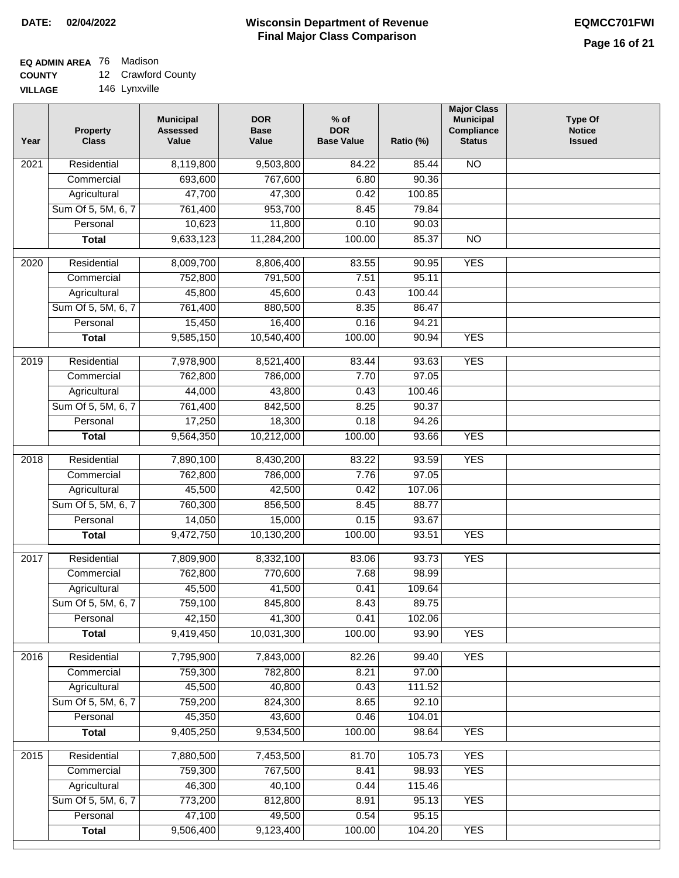# Wisconsin Department of Revenue
## Final Major Class Comparison

**DATE:** 02/04/2022

**EQMCC701FWI**

**EQ ADMIN AREA** 76 Madison
**COUNTY** 12 Crawford County
**VILLAGE** 146 Lynxville

| Year | Property Class | Municipal Assessed Value | DOR Base Value | % of DOR Base Value | Ratio (%) | Major Class Municipal Compliance Status | Type Of Notice Issued |
|---|---|---|---|---|---|---|---|
| 2021 | Residential | 8,119,800 | 9,503,800 | 84.22 | 85.44 | NO | |
| | Commercial | 693,600 | 767,600 | 6.80 | 90.36 | | |
| | Agricultural | 47,700 | 47,300 | 0.42 | 100.85 | | |
| | Sum Of 5, 5M, 6, 7 | 761,400 | 953,700 | 8.45 | 79.84 | | |
| | Personal | 10,623 | 11,800 | 0.10 | 90.03 | | |
| | **Total** | 9,633,123 | 11,284,200 | 100.00 | 85.37 | NO | |
| 2020 | Residential | 8,009,700 | 8,806,400 | 83.55 | 90.95 | YES | |
| | Commercial | 752,800 | 791,500 | 7.51 | 95.11 | | |
| | Agricultural | 45,800 | 45,600 | 0.43 | 100.44 | | |
| | Sum Of 5, 5M, 6, 7 | 761,400 | 880,500 | 8.35 | 86.47 | | |
| | Personal | 15,450 | 16,400 | 0.16 | 94.21 | | |
| | **Total** | 9,585,150 | 10,540,400 | 100.00 | 90.94 | YES | |
| 2019 | Residential | 7,978,900 | 8,521,400 | 83.44 | 93.63 | YES | |
| | Commercial | 762,800 | 786,000 | 7.70 | 97.05 | | |
| | Agricultural | 44,000 | 43,800 | 0.43 | 100.46 | | |
| | Sum Of 5, 5M, 6, 7 | 761,400 | 842,500 | 8.25 | 90.37 | | |
| | Personal | 17,250 | 18,300 | 0.18 | 94.26 | | |
| | **Total** | 9,564,350 | 10,212,000 | 100.00 | 93.66 | YES | |
| 2018 | Residential | 7,890,100 | 8,430,200 | 83.22 | 93.59 | YES | |
| | Commercial | 762,800 | 786,000 | 7.76 | 97.05 | | |
| | Agricultural | 45,500 | 42,500 | 0.42 | 107.06 | | |
| | Sum Of 5, 5M, 6, 7 | 760,300 | 856,500 | 8.45 | 88.77 | | |
| | Personal | 14,050 | 15,000 | 0.15 | 93.67 | | |
| | **Total** | 9,472,750 | 10,130,200 | 100.00 | 93.51 | YES | |
| 2017 | Residential | 7,809,900 | 8,332,100 | 83.06 | 93.73 | YES | |
| | Commercial | 762,800 | 770,600 | 7.68 | 98.99 | | |
| | Agricultural | 45,500 | 41,500 | 0.41 | 109.64 | | |
| | Sum Of 5, 5M, 6, 7 | 759,100 | 845,800 | 8.43 | 89.75 | | |
| | Personal | 42,150 | 41,300 | 0.41 | 102.06 | | |
| | **Total** | 9,419,450 | 10,031,300 | 100.00 | 93.90 | YES | |
| 2016 | Residential | 7,795,900 | 7,843,000 | 82.26 | 99.40 | YES | |
| | Commercial | 759,300 | 782,800 | 8.21 | 97.00 | | |
| | Agricultural | 45,500 | 40,800 | 0.43 | 111.52 | | |
| | Sum Of 5, 5M, 6, 7 | 759,200 | 824,300 | 8.65 | 92.10 | | |
| | Personal | 45,350 | 43,600 | 0.46 | 104.01 | | |
| | **Total** | 9,405,250 | 9,534,500 | 100.00 | 98.64 | YES | |
| 2015 | Residential | 7,880,500 | 7,453,500 | 81.70 | 105.73 | YES | |
| | Commercial | 759,300 | 767,500 | 8.41 | 98.93 | YES | |
| | Agricultural | 46,300 | 40,100 | 0.44 | 115.46 | | |
| | Sum Of 5, 5M, 6, 7 | 773,200 | 812,800 | 8.91 | 95.13 | YES | |
| | Personal | 47,100 | 49,500 | 0.54 | 95.15 | | |
| | **Total** | 9,506,400 | 9,123,400 | 100.00 | 104.20 | YES | |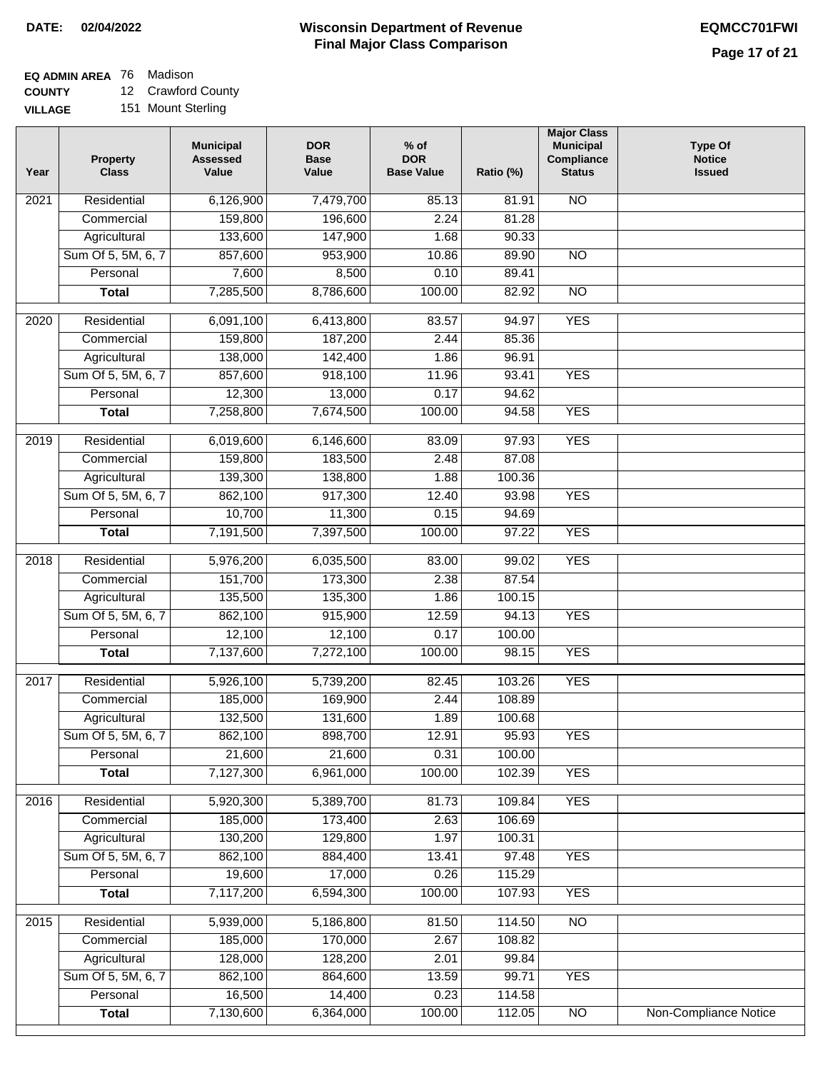**DATE:** 02/04/2022

# Wisconsin Department of Revenue
## Final Major Class Comparison

**EQMCC701FWI**

**EQ ADMIN AREA** 76 Madison
**COUNTY** 12 Crawford County
**VILLAGE** 151 Mount Sterling

| Year | Property Class | Municipal Assessed Value | DOR Base Value | % of DOR Base Value | Ratio (%) | Major Class Municipal Compliance Status | Type Of Notice Issued |
|---|---|---|---|---|---|---|---|
| 2021 | Residential | 6,126,900 | 7,479,700 | 85.13 | 81.91 | NO | |
| | Commercial | 159,800 | 196,600 | 2.24 | 81.28 | | |
| | Agricultural | 133,600 | 147,900 | 1.68 | 90.33 | | |
| | Sum Of 5, 5M, 6, 7 | 857,600 | 953,900 | 10.86 | 89.90 | NO | |
| | Personal | 7,600 | 8,500 | 0.10 | 89.41 | | |
| | **Total** | 7,285,500 | 8,786,600 | 100.00 | 82.92 | NO | |
| 2020 | Residential | 6,091,100 | 6,413,800 | 83.57 | 94.97 | YES | |
| | Commercial | 159,800 | 187,200 | 2.44 | 85.36 | | |
| | Agricultural | 138,000 | 142,400 | 1.86 | 96.91 | | |
| | Sum Of 5, 5M, 6, 7 | 857,600 | 918,100 | 11.96 | 93.41 | YES | |
| | Personal | 12,300 | 13,000 | 0.17 | 94.62 | | |
| | **Total** | 7,258,800 | 7,674,500 | 100.00 | 94.58 | YES | |
| 2019 | Residential | 6,019,600 | 6,146,600 | 83.09 | 97.93 | YES | |
| | Commercial | 159,800 | 183,500 | 2.48 | 87.08 | | |
| | Agricultural | 139,300 | 138,800 | 1.88 | 100.36 | | |
| | Sum Of 5, 5M, 6, 7 | 862,100 | 917,300 | 12.40 | 93.98 | YES | |
| | Personal | 10,700 | 11,300 | 0.15 | 94.69 | | |
| | **Total** | 7,191,500 | 7,397,500 | 100.00 | 97.22 | YES | |
| 2018 | Residential | 5,976,200 | 6,035,500 | 83.00 | 99.02 | YES | |
| | Commercial | 151,700 | 173,300 | 2.38 | 87.54 | | |
| | Agricultural | 135,500 | 135,300 | 1.86 | 100.15 | | |
| | Sum Of 5, 5M, 6, 7 | 862,100 | 915,900 | 12.59 | 94.13 | YES | |
| | Personal | 12,100 | 12,100 | 0.17 | 100.00 | | |
| | **Total** | 7,137,600 | 7,272,100 | 100.00 | 98.15 | YES | |
| 2017 | Residential | 5,926,100 | 5,739,200 | 82.45 | 103.26 | YES | |
| | Commercial | 185,000 | 169,900 | 2.44 | 108.89 | | |
| | Agricultural | 132,500 | 131,600 | 1.89 | 100.68 | | |
| | Sum Of 5, 5M, 6, 7 | 862,100 | 898,700 | 12.91 | 95.93 | YES | |
| | Personal | 21,600 | 21,600 | 0.31 | 100.00 | | |
| | **Total** | 7,127,300 | 6,961,000 | 100.00 | 102.39 | YES | |
| 2016 | Residential | 5,920,300 | 5,389,700 | 81.73 | 109.84 | YES | |
| | Commercial | 185,000 | 173,400 | 2.63 | 106.69 | | |
| | Agricultural | 130,200 | 129,800 | 1.97 | 100.31 | | |
| | Sum Of 5, 5M, 6, 7 | 862,100 | 884,400 | 13.41 | 97.48 | YES | |
| | Personal | 19,600 | 17,000 | 0.26 | 115.29 | | |
| | **Total** | 7,117,200 | 6,594,300 | 100.00 | 107.93 | YES | |
| 2015 | Residential | 5,939,000 | 5,186,800 | 81.50 | 114.50 | NO | |
| | Commercial | 185,000 | 170,000 | 2.67 | 108.82 | | |
| | Agricultural | 128,000 | 128,200 | 2.01 | 99.84 | | |
| | Sum Of 5, 5M, 6, 7 | 862,100 | 864,600 | 13.59 | 99.71 | YES | |
| | Personal | 16,500 | 14,400 | 0.23 | 114.58 | | |
| | **Total** | 7,130,600 | 6,364,000 | 100.00 | 112.05 | NO | Non-Compliance Notice |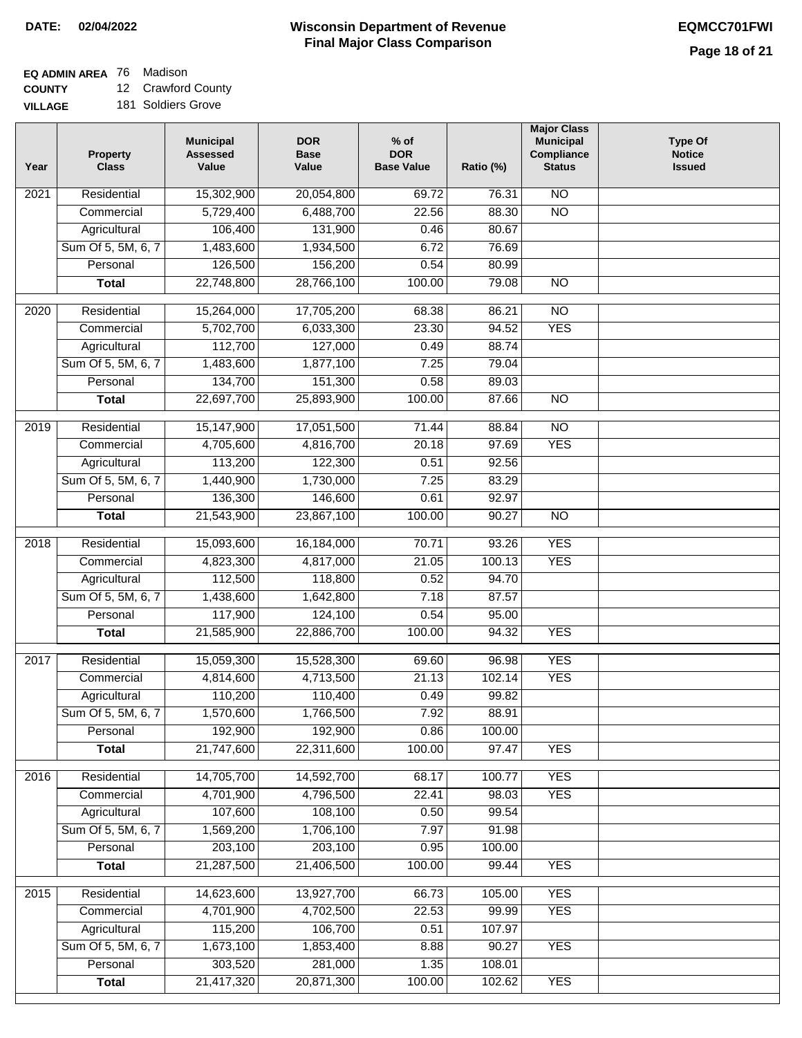**DATE:** 02/04/2022

# Wisconsin Department of Revenue
## Final Major Class Comparison

**EQMCC701FWI**

**EQ ADMIN AREA** 76 Madison
**COUNTY** 12 Crawford County
**VILLAGE** 181 Soldiers Grove

| Year | Property Class | Municipal Assessed Value | DOR Base Value | % of DOR Base Value | Ratio (%) | Major Class Municipal Compliance Status | Type Of Notice Issued |
|---|---|---|---|---|---|---|---|
| 2021 | Residential | 15,302,900 | 20,054,800 | 69.72 | 76.31 | NO | |
| | Commercial | 5,729,400 | 6,488,700 | 22.56 | 88.30 | NO | |
| | Agricultural | 106,400 | 131,900 | 0.46 | 80.67 | | |
| | Sum Of 5, 5M, 6, 7 | 1,483,600 | 1,934,500 | 6.72 | 76.69 | | |
| | Personal | 126,500 | 156,200 | 0.54 | 80.99 | | |
| | **Total** | 22,748,800 | 28,766,100 | 100.00 | 79.08 | NO | |
| 2020 | Residential | 15,264,000 | 17,705,200 | 68.38 | 86.21 | NO | |
| | Commercial | 5,702,700 | 6,033,300 | 23.30 | 94.52 | YES | |
| | Agricultural | 112,700 | 127,000 | 0.49 | 88.74 | | |
| | Sum Of 5, 5M, 6, 7 | 1,483,600 | 1,877,100 | 7.25 | 79.04 | | |
| | Personal | 134,700 | 151,300 | 0.58 | 89.03 | | |
| | **Total** | 22,697,700 | 25,893,900 | 100.00 | 87.66 | NO | |
| 2019 | Residential | 15,147,900 | 17,051,500 | 71.44 | 88.84 | NO | |
| | Commercial | 4,705,600 | 4,816,700 | 20.18 | 97.69 | YES | |
| | Agricultural | 113,200 | 122,300 | 0.51 | 92.56 | | |
| | Sum Of 5, 5M, 6, 7 | 1,440,900 | 1,730,000 | 7.25 | 83.29 | | |
| | Personal | 136,300 | 146,600 | 0.61 | 92.97 | | |
| | **Total** | 21,543,900 | 23,867,100 | 100.00 | 90.27 | NO | |
| 2018 | Residential | 15,093,600 | 16,184,000 | 70.71 | 93.26 | YES | |
| | Commercial | 4,823,300 | 4,817,000 | 21.05 | 100.13 | YES | |
| | Agricultural | 112,500 | 118,800 | 0.52 | 94.70 | | |
| | Sum Of 5, 5M, 6, 7 | 1,438,600 | 1,642,800 | 7.18 | 87.57 | | |
| | Personal | 117,900 | 124,100 | 0.54 | 95.00 | | |
| | **Total** | 21,585,900 | 22,886,700 | 100.00 | 94.32 | YES | |
| 2017 | Residential | 15,059,300 | 15,528,300 | 69.60 | 96.98 | YES | |
| | Commercial | 4,814,600 | 4,713,500 | 21.13 | 102.14 | YES | |
| | Agricultural | 110,200 | 110,400 | 0.49 | 99.82 | | |
| | Sum Of 5, 5M, 6, 7 | 1,570,600 | 1,766,500 | 7.92 | 88.91 | | |
| | Personal | 192,900 | 192,900 | 0.86 | 100.00 | | |
| | **Total** | 21,747,600 | 22,311,600 | 100.00 | 97.47 | YES | |
| 2016 | Residential | 14,705,700 | 14,592,700 | 68.17 | 100.77 | YES | |
| | Commercial | 4,701,900 | 4,796,500 | 22.41 | 98.03 | YES | |
| | Agricultural | 107,600 | 108,100 | 0.50 | 99.54 | | |
| | Sum Of 5, 5M, 6, 7 | 1,569,200 | 1,706,100 | 7.97 | 91.98 | | |
| | Personal | 203,100 | 203,100 | 0.95 | 100.00 | | |
| | **Total** | 21,287,500 | 21,406,500 | 100.00 | 99.44 | YES | |
| 2015 | Residential | 14,623,600 | 13,927,700 | 66.73 | 105.00 | YES | |
| | Commercial | 4,701,900 | 4,702,500 | 22.53 | 99.99 | YES | |
| | Agricultural | 115,200 | 106,700 | 0.51 | 107.97 | | |
| | Sum Of 5, 5M, 6, 7 | 1,673,100 | 1,853,400 | 8.88 | 90.27 | YES | |
| | Personal | 303,520 | 281,000 | 1.35 | 108.01 | | |
| | **Total** | 21,417,320 | 20,871,300 | 100.00 | 102.62 | YES | |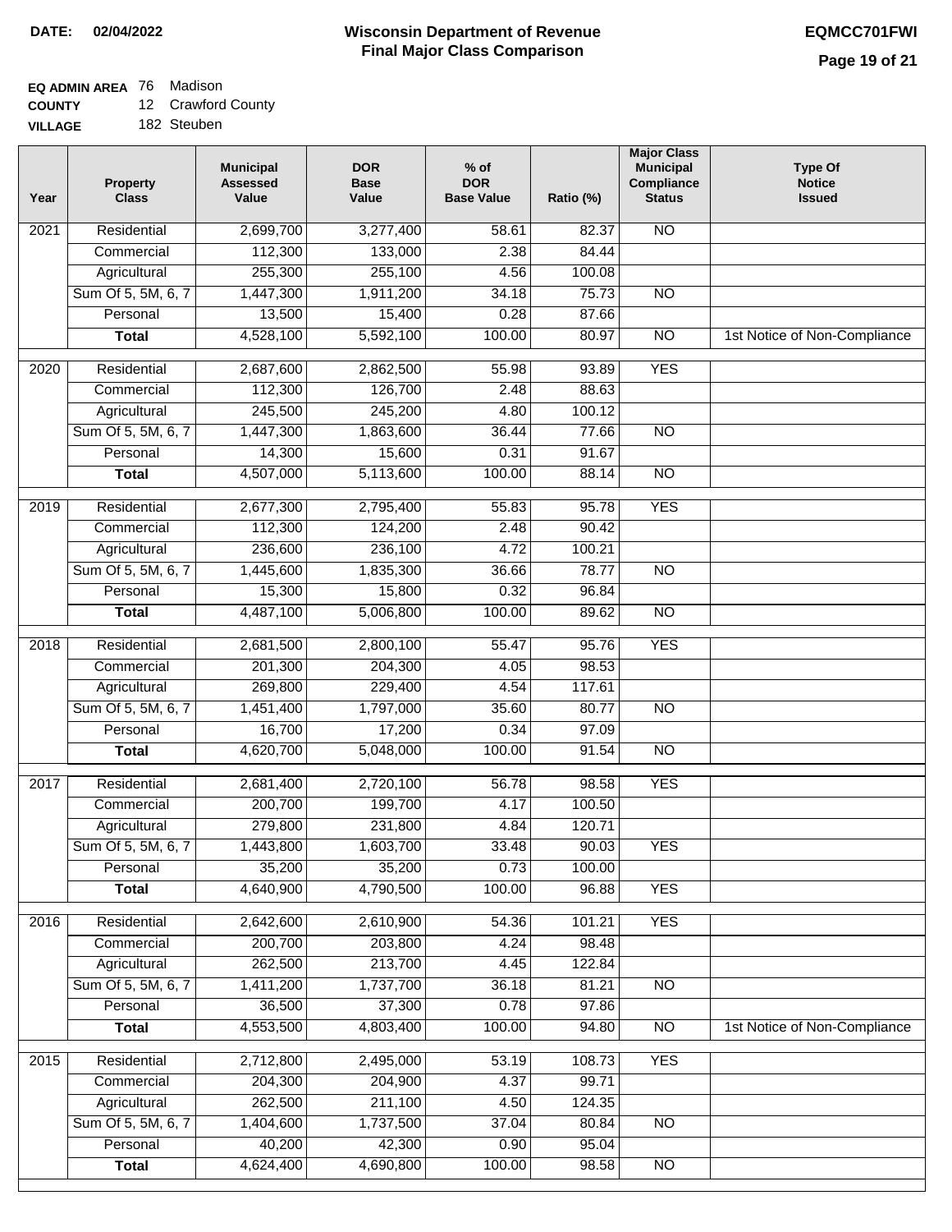**DATE:** 02/04/2022

# Wisconsin Department of Revenue
## Final Major Class Comparison

**EQMCC701FWI**

**EQ ADMIN AREA** 76 Madison
**COUNTY** 12 Crawford County
**VILLAGE** 182 Steuben

| Year | Property Class | Municipal Assessed Value | DOR Base Value | % of DOR Base Value | Ratio (%) | Major Class Municipal Compliance Status | Type Of Notice Issued |
|---|---|---|---|---|---|---|---|
| 2021 | Residential | 2,699,700 | 3,277,400 | 58.61 | 82.37 | NO | |
| | Commercial | 112,300 | 133,000 | 2.38 | 84.44 | | |
| | Agricultural | 255,300 | 255,100 | 4.56 | 100.08 | | |
| | Sum Of 5, 5M, 6, 7 | 1,447,300 | 1,911,200 | 34.18 | 75.73 | NO | |
| | Personal | 13,500 | 15,400 | 0.28 | 87.66 | | |
| | **Total** | 4,528,100 | 5,592,100 | 100.00 | 80.97 | NO | 1st Notice of Non-Compliance |
| 2020 | Residential | 2,687,600 | 2,862,500 | 55.98 | 93.89 | YES | |
| | Commercial | 112,300 | 126,700 | 2.48 | 88.63 | | |
| | Agricultural | 245,500 | 245,200 | 4.80 | 100.12 | | |
| | Sum Of 5, 5M, 6, 7 | 1,447,300 | 1,863,600 | 36.44 | 77.66 | NO | |
| | Personal | 14,300 | 15,600 | 0.31 | 91.67 | | |
| | **Total** | 4,507,000 | 5,113,600 | 100.00 | 88.14 | NO | |
| 2019 | Residential | 2,677,300 | 2,795,400 | 55.83 | 95.78 | YES | |
| | Commercial | 112,300 | 124,200 | 2.48 | 90.42 | | |
| | Agricultural | 236,600 | 236,100 | 4.72 | 100.21 | | |
| | Sum Of 5, 5M, 6, 7 | 1,445,600 | 1,835,300 | 36.66 | 78.77 | NO | |
| | Personal | 15,300 | 15,800 | 0.32 | 96.84 | | |
| | **Total** | 4,487,100 | 5,006,800 | 100.00 | 89.62 | NO | |
| 2018 | Residential | 2,681,500 | 2,800,100 | 55.47 | 95.76 | YES | |
| | Commercial | 201,300 | 204,300 | 4.05 | 98.53 | | |
| | Agricultural | 269,800 | 229,400 | 4.54 | 117.61 | | |
| | Sum Of 5, 5M, 6, 7 | 1,451,400 | 1,797,000 | 35.60 | 80.77 | NO | |
| | Personal | 16,700 | 17,200 | 0.34 | 97.09 | | |
| | **Total** | 4,620,700 | 5,048,000 | 100.00 | 91.54 | NO | |
| 2017 | Residential | 2,681,400 | 2,720,100 | 56.78 | 98.58 | YES | |
| | Commercial | 200,700 | 199,700 | 4.17 | 100.50 | | |
| | Agricultural | 279,800 | 231,800 | 4.84 | 120.71 | | |
| | Sum Of 5, 5M, 6, 7 | 1,443,800 | 1,603,700 | 33.48 | 90.03 | YES | |
| | Personal | 35,200 | 35,200 | 0.73 | 100.00 | | |
| | **Total** | 4,640,900 | 4,790,500 | 100.00 | 96.88 | YES | |
| 2016 | Residential | 2,642,600 | 2,610,900 | 54.36 | 101.21 | YES | |
| | Commercial | 200,700 | 203,800 | 4.24 | 98.48 | | |
| | Agricultural | 262,500 | 213,700 | 4.45 | 122.84 | | |
| | Sum Of 5, 5M, 6, 7 | 1,411,200 | 1,737,700 | 36.18 | 81.21 | NO | |
| | Personal | 36,500 | 37,300 | 0.78 | 97.86 | | |
| | **Total** | 4,553,500 | 4,803,400 | 100.00 | 94.80 | NO | 1st Notice of Non-Compliance |
| 2015 | Residential | 2,712,800 | 2,495,000 | 53.19 | 108.73 | YES | |
| | Commercial | 204,300 | 204,900 | 4.37 | 99.71 | | |
| | Agricultural | 262,500 | 211,100 | 4.50 | 124.35 | | |
| | Sum Of 5, 5M, 6, 7 | 1,404,600 | 1,737,500 | 37.04 | 80.84 | NO | |
| | Personal | 40,200 | 42,300 | 0.90 | 95.04 | | |
| | **Total** | 4,624,400 | 4,690,800 | 100.00 | 98.58 | NO | |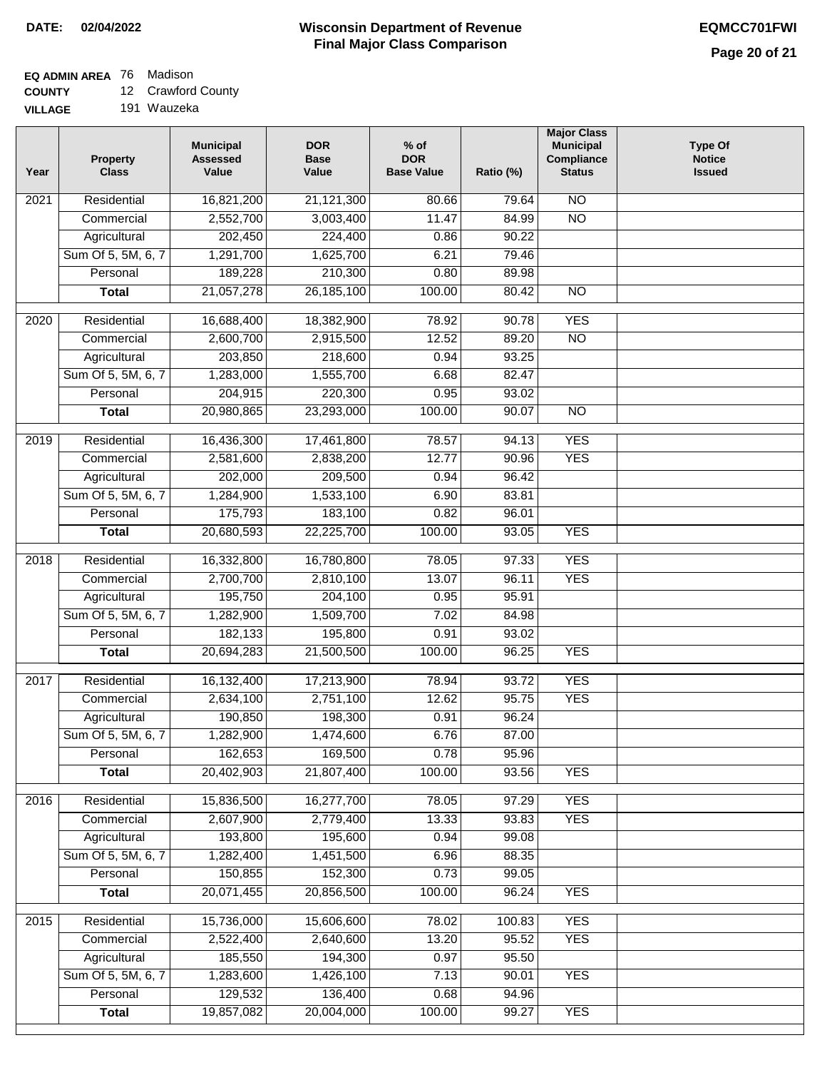**DATE: 02/04/2022**

# Wisconsin Department of Revenue
## Final Major Class Comparison

**EQMCC701FWI**

**EQ ADMIN AREA** 76 Madison
**COUNTY** 12 Crawford County
**VILLAGE** 191 Wauzeka

| Year | Property Class | Municipal Assessed Value | DOR Base Value | % of DOR Base Value | Ratio (%) | Major Class Municipal Compliance Status | Type Of Notice Issued |
|---|---|---|---|---|---|---|---|
| 2021 | Residential | 16,821,200 | 21,121,300 | 80.66 | 79.64 | NO | |
| | Commercial | 2,552,700 | 3,003,400 | 11.47 | 84.99 | NO | |
| | Agricultural | 202,450 | 224,400 | 0.86 | 90.22 | | |
| | Sum Of 5, 5M, 6, 7 | 1,291,700 | 1,625,700 | 6.21 | 79.46 | | |
| | Personal | 189,228 | 210,300 | 0.80 | 89.98 | | |
| | **Total** | 21,057,278 | 26,185,100 | 100.00 | 80.42 | NO | |
| 2020 | Residential | 16,688,400 | 18,382,900 | 78.92 | 90.78 | YES | |
| | Commercial | 2,600,700 | 2,915,500 | 12.52 | 89.20 | NO | |
| | Agricultural | 203,850 | 218,600 | 0.94 | 93.25 | | |
| | Sum Of 5, 5M, 6, 7 | 1,283,000 | 1,555,700 | 6.68 | 82.47 | | |
| | Personal | 204,915 | 220,300 | 0.95 | 93.02 | | |
| | **Total** | 20,980,865 | 23,293,000 | 100.00 | 90.07 | NO | |
| 2019 | Residential | 16,436,300 | 17,461,800 | 78.57 | 94.13 | YES | |
| | Commercial | 2,581,600 | 2,838,200 | 12.77 | 90.96 | YES | |
| | Agricultural | 202,000 | 209,500 | 0.94 | 96.42 | | |
| | Sum Of 5, 5M, 6, 7 | 1,284,900 | 1,533,100 | 6.90 | 83.81 | | |
| | Personal | 175,793 | 183,100 | 0.82 | 96.01 | | |
| | **Total** | 20,680,593 | 22,225,700 | 100.00 | 93.05 | YES | |
| 2018 | Residential | 16,332,800 | 16,780,800 | 78.05 | 97.33 | YES | |
| | Commercial | 2,700,700 | 2,810,100 | 13.07 | 96.11 | YES | |
| | Agricultural | 195,750 | 204,100 | 0.95 | 95.91 | | |
| | Sum Of 5, 5M, 6, 7 | 1,282,900 | 1,509,700 | 7.02 | 84.98 | | |
| | Personal | 182,133 | 195,800 | 0.91 | 93.02 | | |
| | **Total** | 20,694,283 | 21,500,500 | 100.00 | 96.25 | YES | |
| 2017 | Residential | 16,132,400 | 17,213,900 | 78.94 | 93.72 | YES | |
| | Commercial | 2,634,100 | 2,751,100 | 12.62 | 95.75 | YES | |
| | Agricultural | 190,850 | 198,300 | 0.91 | 96.24 | | |
| | Sum Of 5, 5M, 6, 7 | 1,282,900 | 1,474,600 | 6.76 | 87.00 | | |
| | Personal | 162,653 | 169,500 | 0.78 | 95.96 | | |
| | **Total** | 20,402,903 | 21,807,400 | 100.00 | 93.56 | YES | |
| 2016 | Residential | 15,836,500 | 16,277,700 | 78.05 | 97.29 | YES | |
| | Commercial | 2,607,900 | 2,779,400 | 13.33 | 93.83 | YES | |
| | Agricultural | 193,800 | 195,600 | 0.94 | 99.08 | | |
| | Sum Of 5, 5M, 6, 7 | 1,282,400 | 1,451,500 | 6.96 | 88.35 | | |
| | Personal | 150,855 | 152,300 | 0.73 | 99.05 | | |
| | **Total** | 20,071,455 | 20,856,500 | 100.00 | 96.24 | YES | |
| 2015 | Residential | 15,736,000 | 15,606,600 | 78.02 | 100.83 | YES | |
| | Commercial | 2,522,400 | 2,640,600 | 13.20 | 95.52 | YES | |
| | Agricultural | 185,550 | 194,300 | 0.97 | 95.50 | | |
| | Sum Of 5, 5M, 6, 7 | 1,283,600 | 1,426,100 | 7.13 | 90.01 | YES | |
| | Personal | 129,532 | 136,400 | 0.68 | 94.96 | | |
| | **Total** | 19,857,082 | 20,004,000 | 100.00 | 99.27 | YES | |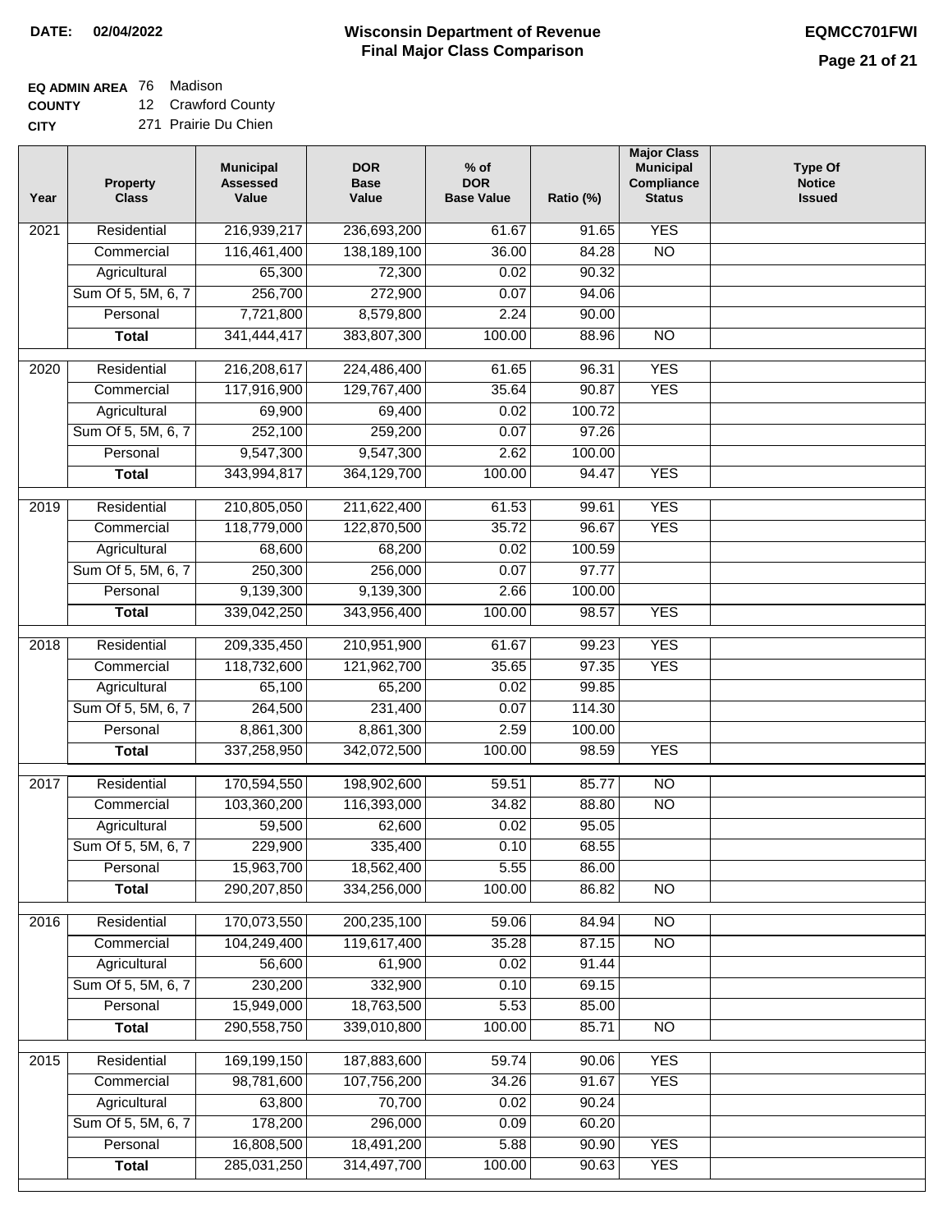**DATE: 02/04/2022**

# Wisconsin Department of Revenue
## Final Major Class Comparison

**EQMCC701FWI**

**EQ ADMIN AREA** 76 Madison
**COUNTY** 12 Crawford County
**CITY** 271 Prairie Du Chien

| Year | Property Class | Municipal Assessed Value | DOR Base Value | % of DOR Base Value | Ratio (%) | Major Class Municipal Compliance Status | Type Of Notice Issued |
|---|---|---|---|---|---|---|---|
| 2021 | Residential | 216,939,217 | 236,693,200 | 61.67 | 91.65 | YES | |
| | Commercial | 116,461,400 | 138,189,100 | 36.00 | 84.28 | NO | |
| | Agricultural | 65,300 | 72,300 | 0.02 | 90.32 | | |
| | Sum Of 5, 5M, 6, 7 | 256,700 | 272,900 | 0.07 | 94.06 | | |
| | Personal | 7,721,800 | 8,579,800 | 2.24 | 90.00 | | |
| | **Total** | 341,444,417 | 383,807,300 | 100.00 | 88.96 | NO | |
| 2020 | Residential | 216,208,617 | 224,486,400 | 61.65 | 96.31 | YES | |
| | Commercial | 117,916,900 | 129,767,400 | 35.64 | 90.87 | YES | |
| | Agricultural | 69,900 | 69,400 | 0.02 | 100.72 | | |
| | Sum Of 5, 5M, 6, 7 | 252,100 | 259,200 | 0.07 | 97.26 | | |
| | Personal | 9,547,300 | 9,547,300 | 2.62 | 100.00 | | |
| | **Total** | 343,994,817 | 364,129,700 | 100.00 | 94.47 | YES | |
| 2019 | Residential | 210,805,050 | 211,622,400 | 61.53 | 99.61 | YES | |
| | Commercial | 118,779,000 | 122,870,500 | 35.72 | 96.67 | YES | |
| | Agricultural | 68,600 | 68,200 | 0.02 | 100.59 | | |
| | Sum Of 5, 5M, 6, 7 | 250,300 | 256,000 | 0.07 | 97.77 | | |
| | Personal | 9,139,300 | 9,139,300 | 2.66 | 100.00 | | |
| | **Total** | 339,042,250 | 343,956,400 | 100.00 | 98.57 | YES | |
| 2018 | Residential | 209,335,450 | 210,951,900 | 61.67 | 99.23 | YES | |
| | Commercial | 118,732,600 | 121,962,700 | 35.65 | 97.35 | YES | |
| | Agricultural | 65,100 | 65,200 | 0.02 | 99.85 | | |
| | Sum Of 5, 5M, 6, 7 | 264,500 | 231,400 | 0.07 | 114.30 | | |
| | Personal | 8,861,300 | 8,861,300 | 2.59 | 100.00 | | |
| | **Total** | 337,258,950 | 342,072,500 | 100.00 | 98.59 | YES | |
| 2017 | Residential | 170,594,550 | 198,902,600 | 59.51 | 85.77 | NO | |
| | Commercial | 103,360,200 | 116,393,000 | 34.82 | 88.80 | NO | |
| | Agricultural | 59,500 | 62,600 | 0.02 | 95.05 | | |
| | Sum Of 5, 5M, 6, 7 | 229,900 | 335,400 | 0.10 | 68.55 | | |
| | Personal | 15,963,700 | 18,562,400 | 5.55 | 86.00 | | |
| | **Total** | 290,207,850 | 334,256,000 | 100.00 | 86.82 | NO | |
| 2016 | Residential | 170,073,550 | 200,235,100 | 59.06 | 84.94 | NO | |
| | Commercial | 104,249,400 | 119,617,400 | 35.28 | 87.15 | NO | |
| | Agricultural | 56,600 | 61,900 | 0.02 | 91.44 | | |
| | Sum Of 5, 5M, 6, 7 | 230,200 | 332,900 | 0.10 | 69.15 | | |
| | Personal | 15,949,000 | 18,763,500 | 5.53 | 85.00 | | |
| | **Total** | 290,558,750 | 339,010,800 | 100.00 | 85.71 | NO | |
| 2015 | Residential | 169,199,150 | 187,883,600 | 59.74 | 90.06 | YES | |
| | Commercial | 98,781,600 | 107,756,200 | 34.26 | 91.67 | YES | |
| | Agricultural | 63,800 | 70,700 | 0.02 | 90.24 | | |
| | Sum Of 5, 5M, 6, 7 | 178,200 | 296,000 | 0.09 | 60.20 | | |
| | Personal | 16,808,500 | 18,491,200 | 5.88 | 90.90 | YES | |
| | **Total** | 285,031,250 | 314,497,700 | 100.00 | 90.63 | YES | |